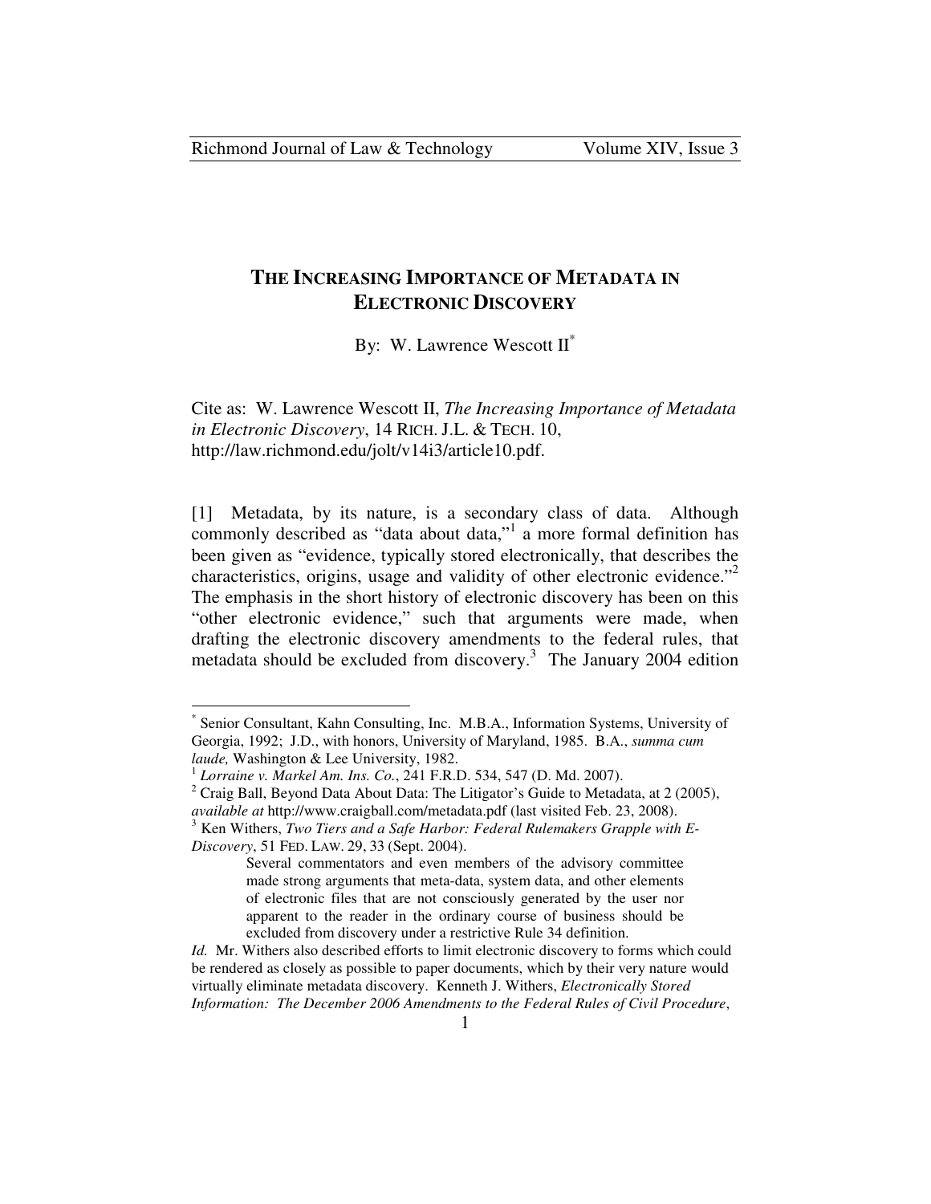# THE INCREASING IMPORTANCE OF METADATA IN ELECTRONIC DISCOVERY

By: W. Lawrence Wescott II*

Cite as: W. Lawrence Wescott II, *The Increasing Importance of Metadata in Electronic Discovery*, 14 RICH. J.L. & TECH. 10, http://law.richmond.edu/jolt/v14i3/article10.pdf.

[1] Metadata, by its nature, is a secondary class of data. Although commonly described as "data about data,"[1] a more formal definition has been given as "evidence, typically stored electronically, that describes the characteristics, origins, usage and validity of other electronic evidence."[2] The emphasis in the short history of electronic discovery has been on this "other electronic evidence," such that arguments were made, when drafting the electronic discovery amendments to the federal rules, that metadata should be excluded from discovery.[3] The January 2004 edition

---

* Senior Consultant, Kahn Consulting, Inc. M.B.A., Information Systems, University of Georgia, 1992; J.D., with honors, University of Maryland, 1985. B.A., *summa cum laude,* Washington & Lee University, 1982.

[1] *Lorraine v. Markel Am. Ins. Co.*, 241 F.R.D. 534, 547 (D. Md. 2007).

[2] Craig Ball, Beyond Data About Data: The Litigator's Guide to Metadata, at 2 (2005), *available at* http://www.craigball.com/metadata.pdf (last visited Feb. 23, 2008).

[3] Ken Withers, *Two Tiers and a Safe Harbor: Federal Rulemakers Grapple with E-Discovery*, 51 FED. LAW. 29, 33 (Sept. 2004).

> Several commentators and even members of the advisory committee made strong arguments that meta-data, system data, and other elements of electronic files that are not consciously generated by the user nor apparent to the reader in the ordinary course of business should be excluded from discovery under a restrictive Rule 34 definition.

*Id.* Mr. Withers also described efforts to limit electronic discovery to forms which could be rendered as closely as possible to paper documents, which by their very nature would virtually eliminate metadata discovery. Kenneth J. Withers, *Electronically Stored Information: The December 2006 Amendments to the Federal Rules of Civil Procedure*,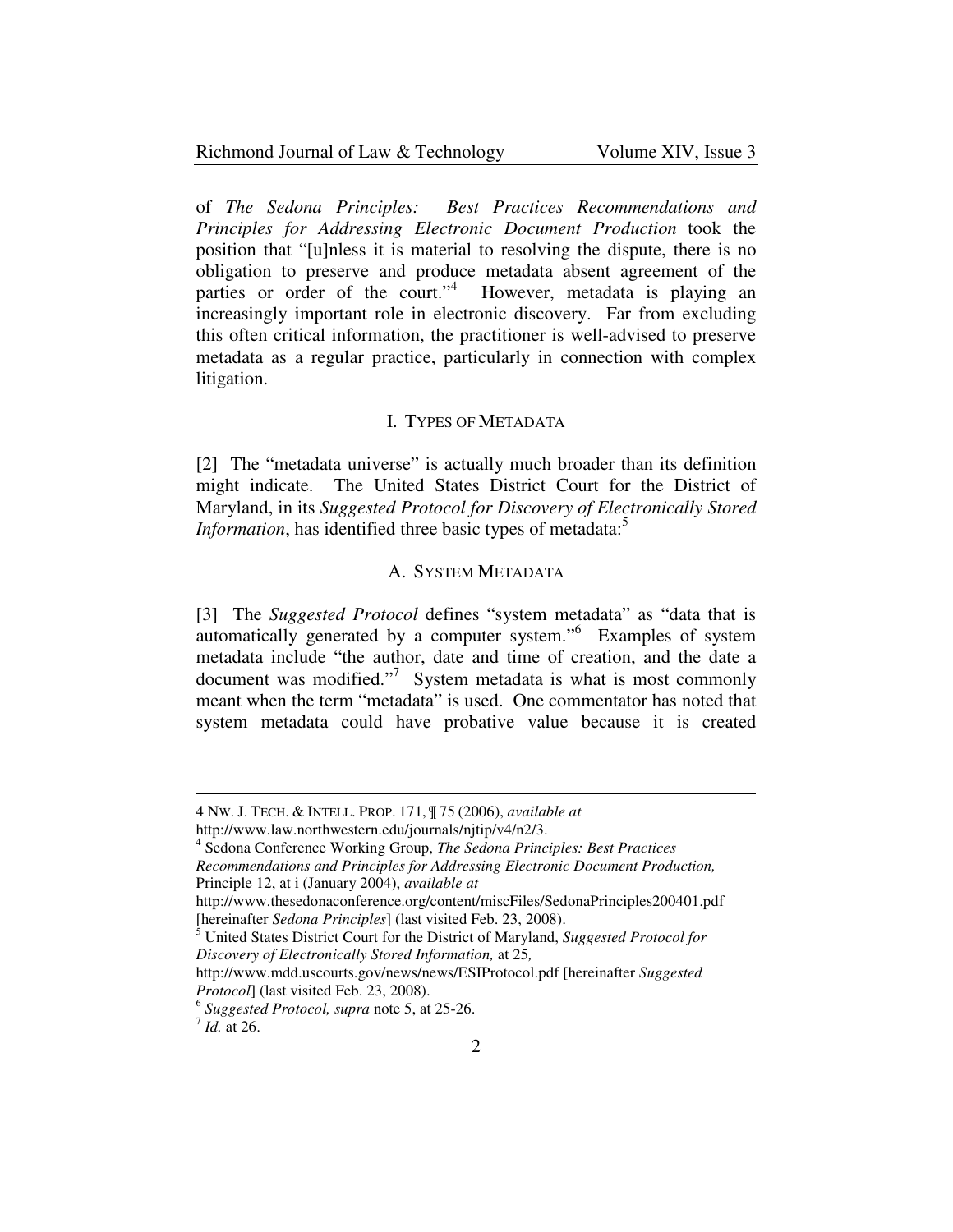of *The Sedona Principles: Best Practices Recommendations and Principles for Addressing Electronic Document Production* took the position that "[u]nless it is material to resolving the dispute, there is no obligation to preserve and produce metadata absent agreement of the parties or order of the court."[4] However, metadata is playing an increasingly important role in electronic discovery. Far from excluding this often critical information, the practitioner is well-advised to preserve metadata as a regular practice, particularly in connection with complex litigation.

## I. TYPES OF METADATA

[2] The "metadata universe" is actually much broader than its definition might indicate. The United States District Court for the District of Maryland, in its *Suggested Protocol for Discovery of Electronically Stored Information*, has identified three basic types of metadata:[5]

### A. SYSTEM METADATA

[3] The *Suggested Protocol* defines "system metadata" as "data that is automatically generated by a computer system."[6] Examples of system metadata include "the author, date and time of creation, and the date a document was modified."[7] System metadata is what is most commonly meant when the term "metadata" is used. One commentator has noted that system metadata could have probative value because it is created

---

4 NW. J. TECH. & INTELL. PROP. 171, ¶ 75 (2006), *available at* http://www.law.northwestern.edu/journals/njtip/v4/n2/3.

[4] Sedona Conference Working Group, *The Sedona Principles: Best Practices Recommendations and Principles for Addressing Electronic Document Production,* Principle 12, at i (January 2004), *available at* http://www.thesedonaconference.org/content/miscFiles/SedonaPrinciples200401.pdf [hereinafter *Sedona Principles*] (last visited Feb. 23, 2008).

[5] United States District Court for the District of Maryland, *Suggested Protocol for Discovery of Electronically Stored Information,* at 25, http://www.mdd.uscourts.gov/news/news/ESIProtocol.pdf [hereinafter *Suggested Protocol*] (last visited Feb. 23, 2008).

[6] *Suggested Protocol, supra* note 5, at 25-26.

[7] *Id.* at 26.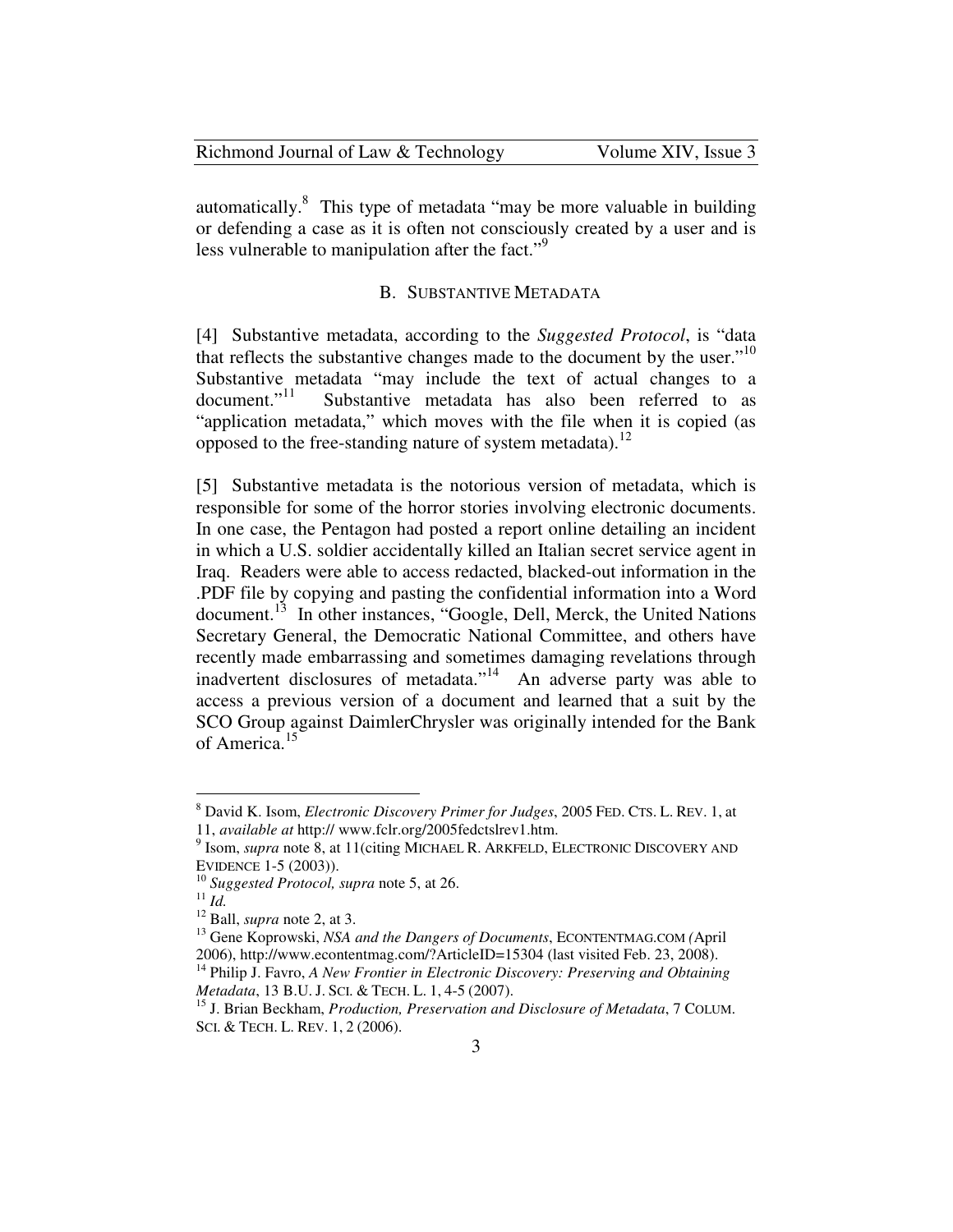automatically.[8] This type of metadata "may be more valuable in building or defending a case as it is often not consciously created by a user and is less vulnerable to manipulation after the fact."[9]

### B. SUBSTANTIVE METADATA

[4] Substantive metadata, according to the *Suggested Protocol*, is "data that reflects the substantive changes made to the document by the user."[10] Substantive metadata "may include the text of actual changes to a document."[11] Substantive metadata has also been referred to as "application metadata," which moves with the file when it is copied (as opposed to the free-standing nature of system metadata).[12]

[5] Substantive metadata is the notorious version of metadata, which is responsible for some of the horror stories involving electronic documents. In one case, the Pentagon had posted a report online detailing an incident in which a U.S. soldier accidentally killed an Italian secret service agent in Iraq. Readers were able to access redacted, blacked-out information in the .PDF file by copying and pasting the confidential information into a Word document.[13] In other instances, "Google, Dell, Merck, the United Nations Secretary General, the Democratic National Committee, and others have recently made embarrassing and sometimes damaging revelations through inadvertent disclosures of metadata."[14] An adverse party was able to access a previous version of a document and learned that a suit by the SCO Group against DaimlerChrysler was originally intended for the Bank of America.[15]

---

[8] David K. Isom, *Electronic Discovery Primer for Judges*, 2005 FED. CTS. L. REV. 1, at 11, *available at* http:// www.fclr.org/2005fedctslrev1.htm.

[9] Isom, *supra* note 8, at 11(citing MICHAEL R. ARKFELD, ELECTRONIC DISCOVERY AND EVIDENCE 1-5 (2003)).

[10] *Suggested Protocol, supra* note 5, at 26.

[11] *Id.*

[12] Ball, *supra* note 2, at 3.

[13] Gene Koprowski, *NSA and the Dangers of Documents*, ECONTENTMAG.COM (April 2006), http://www.econtentmag.com/?ArticleID=15304 (last visited Feb. 23, 2008).

[14] Philip J. Favro, *A New Frontier in Electronic Discovery: Preserving and Obtaining Metadata*, 13 B.U. J. SCI. & TECH. L. 1, 4-5 (2007).

[15] J. Brian Beckham, *Production, Preservation and Disclosure of Metadata*, 7 COLUM. SCI. & TECH. L. REV. 1, 2 (2006).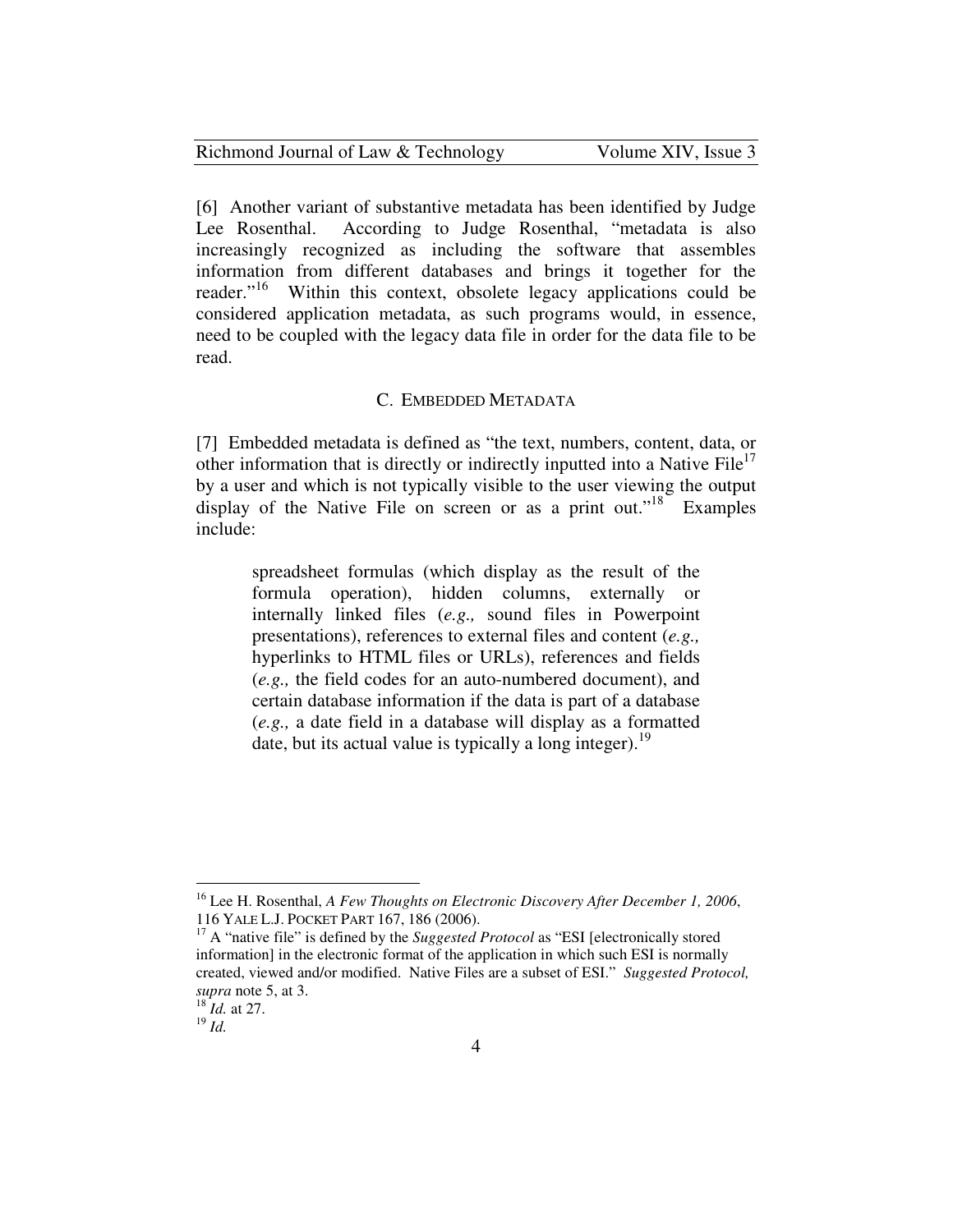[6] Another variant of substantive metadata has been identified by Judge Lee Rosenthal. According to Judge Rosenthal, "metadata is also increasingly recognized as including the software that assembles information from different databases and brings it together for the reader."[16] Within this context, obsolete legacy applications could be considered application metadata, as such programs would, in essence, need to be coupled with the legacy data file in order for the data file to be read.

### C. EMBEDDED METADATA

[7] Embedded metadata is defined as "the text, numbers, content, data, or other information that is directly or indirectly inputted into a Native File[17] by a user and which is not typically visible to the user viewing the output display of the Native File on screen or as a print out."[18] Examples include:

> spreadsheet formulas (which display as the result of the formula operation), hidden columns, externally or internally linked files (*e.g.,* sound files in Powerpoint presentations), references to external files and content (*e.g.,* hyperlinks to HTML files or URLs), references and fields (*e.g.,* the field codes for an auto-numbered document), and certain database information if the data is part of a database (*e.g.,* a date field in a database will display as a formatted date, but its actual value is typically a long integer).[19]

---

[16] Lee H. Rosenthal, *A Few Thoughts on Electronic Discovery After December 1, 2006*, 116 YALE L.J. POCKET PART 167, 186 (2006).

[17] A "native file" is defined by the *Suggested Protocol* as "ESI [electronically stored information] in the electronic format of the application in which such ESI is normally created, viewed and/or modified. Native Files are a subset of ESI." *Suggested Protocol, supra* note 5, at 3.

[18] *Id.* at 27.

[19] *Id.*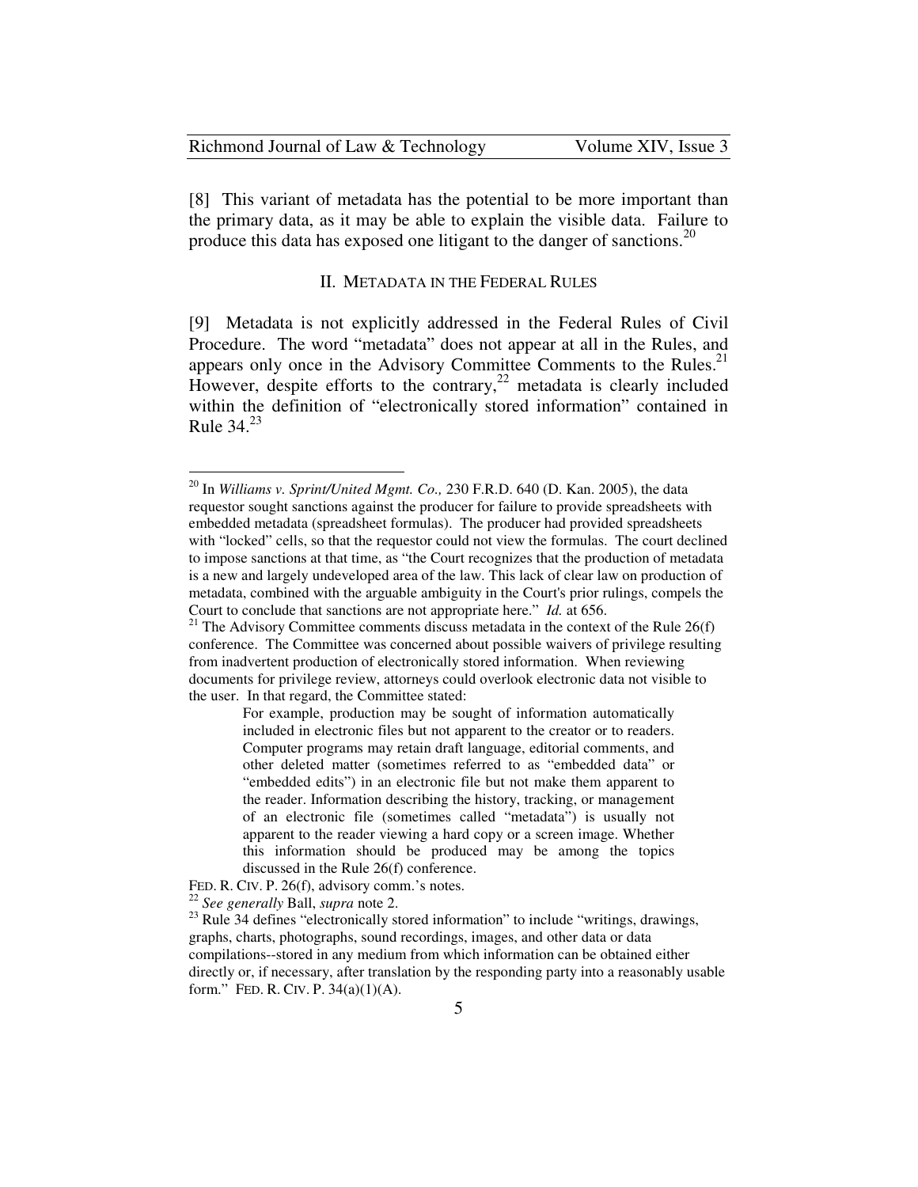[8] This variant of metadata has the potential to be more important than the primary data, as it may be able to explain the visible data. Failure to produce this data has exposed one litigant to the danger of sanctions.[20]

## II. METADATA IN THE FEDERAL RULES

[9] Metadata is not explicitly addressed in the Federal Rules of Civil Procedure. The word "metadata" does not appear at all in the Rules, and appears only once in the Advisory Committee Comments to the Rules.[21] However, despite efforts to the contrary,[22] metadata is clearly included within the definition of "electronically stored information" contained in Rule 34.[23]

---

[20] In *Williams v. Sprint/United Mgmt. Co.,* 230 F.R.D. 640 (D. Kan. 2005), the data requestor sought sanctions against the producer for failure to provide spreadsheets with embedded metadata (spreadsheet formulas). The producer had provided spreadsheets with "locked" cells, so that the requestor could not view the formulas. The court declined to impose sanctions at that time, as "the Court recognizes that the production of metadata is a new and largely undeveloped area of the law. This lack of clear law on production of metadata, combined with the arguable ambiguity in the Court's prior rulings, compels the Court to conclude that sanctions are not appropriate here." *Id.* at 656.

[21] The Advisory Committee comments discuss metadata in the context of the Rule 26(f) conference. The Committee was concerned about possible waivers of privilege resulting from inadvertent production of electronically stored information. When reviewing documents for privilege review, attorneys could overlook electronic data not visible to the user. In that regard, the Committee stated:

> For example, production may be sought of information automatically included in electronic files but not apparent to the creator or to readers. Computer programs may retain draft language, editorial comments, and other deleted matter (sometimes referred to as "embedded data" or "embedded edits") in an electronic file but not make them apparent to the reader. Information describing the history, tracking, or management of an electronic file (sometimes called "metadata") is usually not apparent to the reader viewing a hard copy or a screen image. Whether this information should be produced may be among the topics discussed in the Rule 26(f) conference.

FED. R. CIV. P. 26(f), advisory comm.'s notes.

[22] *See generally* Ball, *supra* note 2.

[23] Rule 34 defines "electronically stored information" to include "writings, drawings, graphs, charts, photographs, sound recordings, images, and other data or data compilations--stored in any medium from which information can be obtained either directly or, if necessary, after translation by the responding party into a reasonably usable form." FED. R. CIV. P. 34(a)(1)(A).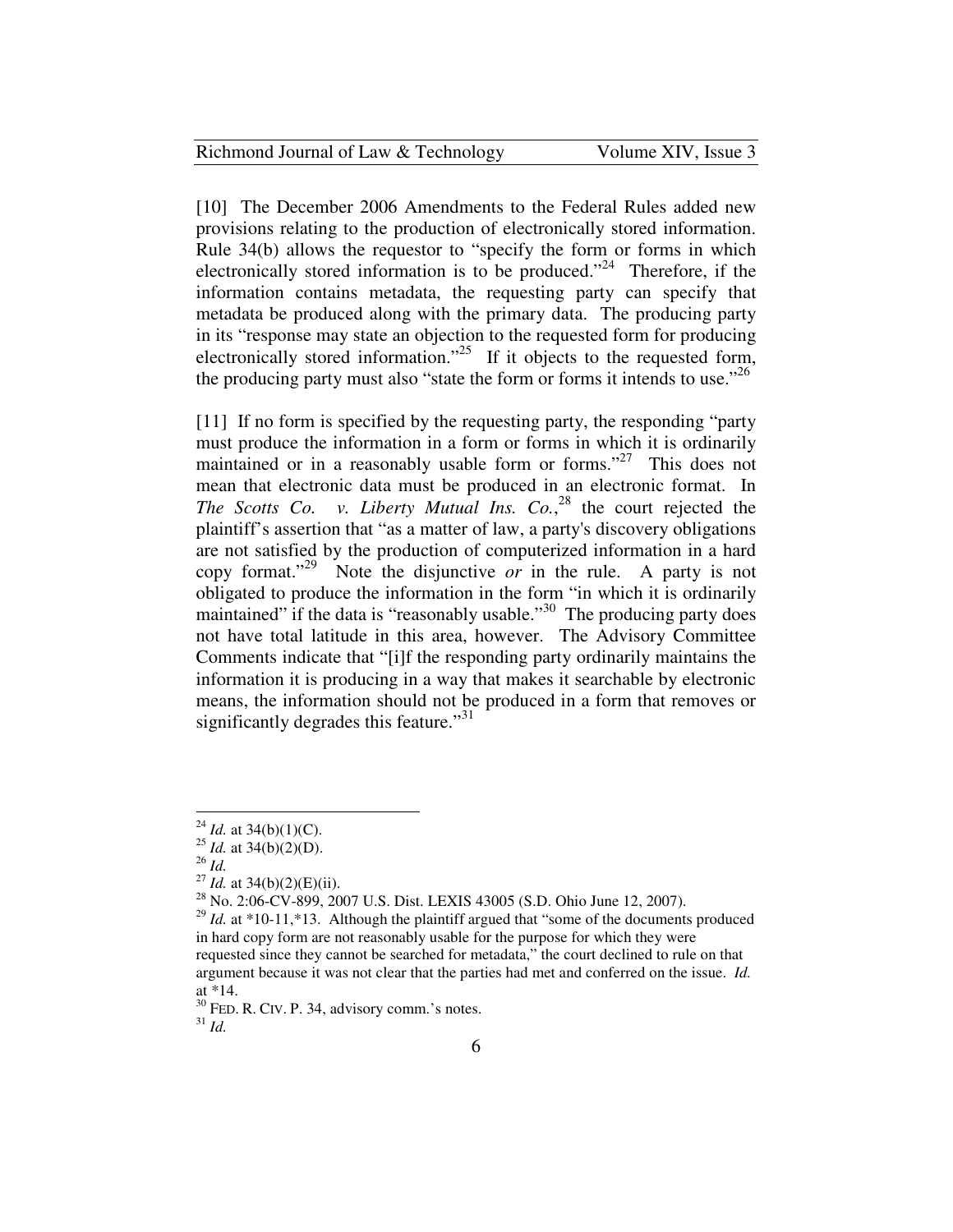[10] The December 2006 Amendments to the Federal Rules added new provisions relating to the production of electronically stored information. Rule 34(b) allows the requestor to "specify the form or forms in which electronically stored information is to be produced."[24] Therefore, if the information contains metadata, the requesting party can specify that metadata be produced along with the primary data. The producing party in its "response may state an objection to the requested form for producing electronically stored information."[25] If it objects to the requested form, the producing party must also "state the form or forms it intends to use."[26]

[11] If no form is specified by the requesting party, the responding "party must produce the information in a form or forms in which it is ordinarily maintained or in a reasonably usable form or forms."[27] This does not mean that electronic data must be produced in an electronic format. In *The Scotts Co. v. Liberty Mutual Ins. Co.*,[28] the court rejected the plaintiff's assertion that "as a matter of law, a party's discovery obligations are not satisfied by the production of computerized information in a hard copy format."[29] Note the disjunctive *or* in the rule. A party is not obligated to produce the information in the form "in which it is ordinarily maintained" if the data is "reasonably usable."[30] The producing party does not have total latitude in this area, however. The Advisory Committee Comments indicate that "[i]f the responding party ordinarily maintains the information it is producing in a way that makes it searchable by electronic means, the information should not be produced in a form that removes or significantly degrades this feature."[31]

---

[24] *Id.* at 34(b)(1)(C).

[25] *Id.* at 34(b)(2)(D).

[26] *Id.*

[27] *Id.* at 34(b)(2)(E)(ii).

[28] No. 2:06-CV-899, 2007 U.S. Dist. LEXIS 43005 (S.D. Ohio June 12, 2007).

[29] *Id.* at *10-11,*13. Although the plaintiff argued that "some of the documents produced in hard copy form are not reasonably usable for the purpose for which they were requested since they cannot be searched for metadata," the court declined to rule on that argument because it was not clear that the parties had met and conferred on the issue. *Id.* at *14.

[30] FED. R. CIV. P. 34, advisory comm.'s notes.

[31] *Id.*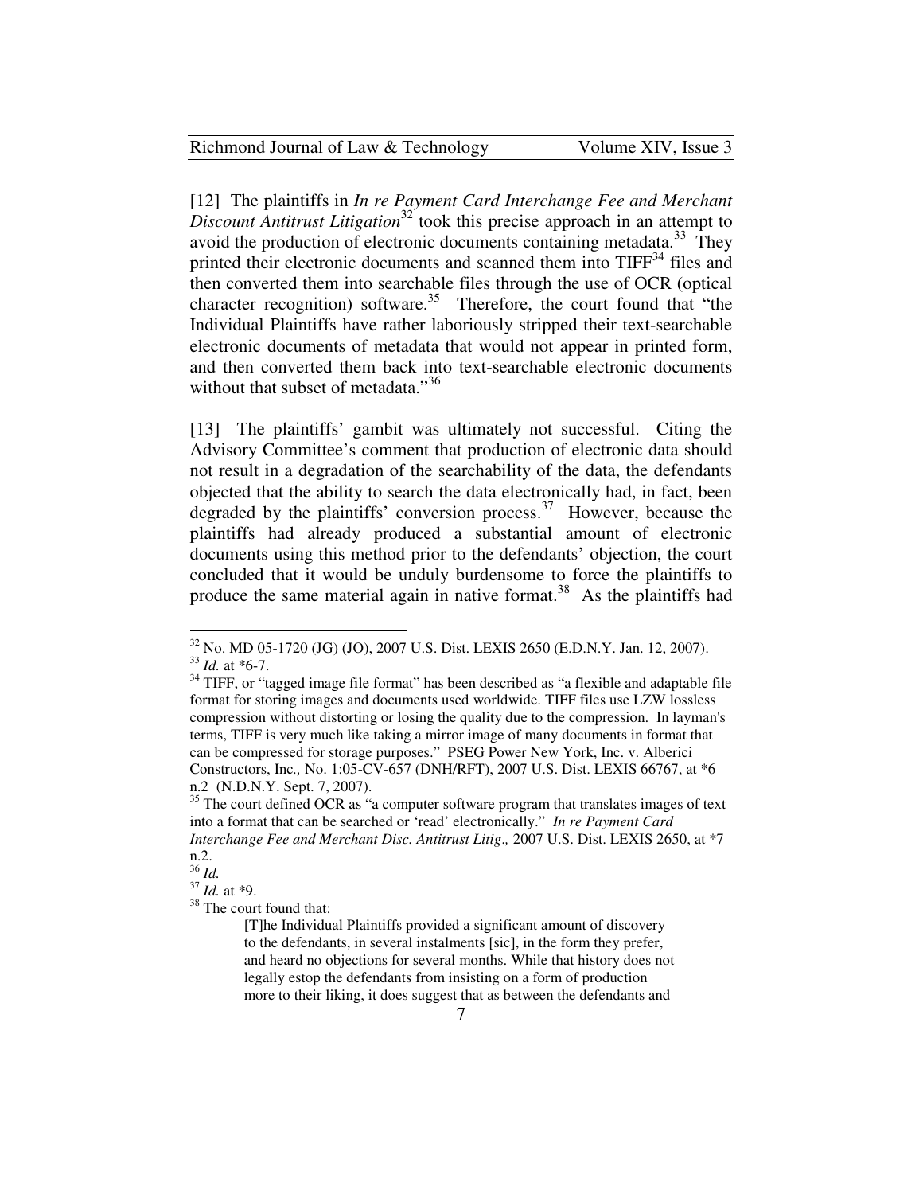[12] The plaintiffs in *In re Payment Card Interchange Fee and Merchant Discount Antitrust Litigation*[32] took this precise approach in an attempt to avoid the production of electronic documents containing metadata.[33] They printed their electronic documents and scanned them into TIFF[34] files and then converted them into searchable files through the use of OCR (optical character recognition) software.[35] Therefore, the court found that "the Individual Plaintiffs have rather laboriously stripped their text-searchable electronic documents of metadata that would not appear in printed form, and then converted them back into text-searchable electronic documents without that subset of metadata."[36]

[13] The plaintiffs' gambit was ultimately not successful. Citing the Advisory Committee's comment that production of electronic data should not result in a degradation of the searchability of the data, the defendants objected that the ability to search the data electronically had, in fact, been degraded by the plaintiffs' conversion process.[37] However, because the plaintiffs had already produced a substantial amount of electronic documents using this method prior to the defendants' objection, the court concluded that it would be unduly burdensome to force the plaintiffs to produce the same material again in native format.[38] As the plaintiffs had

---

[32] No. MD 05-1720 (JG) (JO), 2007 U.S. Dist. LEXIS 2650 (E.D.N.Y. Jan. 12, 2007).

[33] *Id.* at *6-7.

[34] TIFF, or "tagged image file format" has been described as "a flexible and adaptable file format for storing images and documents used worldwide. TIFF files use LZW lossless compression without distorting or losing the quality due to the compression. In layman's terms, TIFF is very much like taking a mirror image of many documents in format that can be compressed for storage purposes." PSEG Power New York, Inc. v. Alberici Constructors, Inc., No. 1:05-CV-657 (DNH/RFT), 2007 U.S. Dist. LEXIS 66767, at *6 n.2 (N.D.N.Y. Sept. 7, 2007).

[35] The court defined OCR as "a computer software program that translates images of text into a format that can be searched or 'read' electronically." *In re Payment Card Interchange Fee and Merchant Disc. Antitrust Litig.,* 2007 U.S. Dist. LEXIS 2650, at *7 n.2.

[36] *Id.*

[37] *Id.* at *9.

[38] The court found that:

> [T]he Individual Plaintiffs provided a significant amount of discovery to the defendants, in several instalments [sic], in the form they prefer, and heard no objections for several months. While that history does not legally estop the defendants from insisting on a form of production more to their liking, it does suggest that as between the defendants and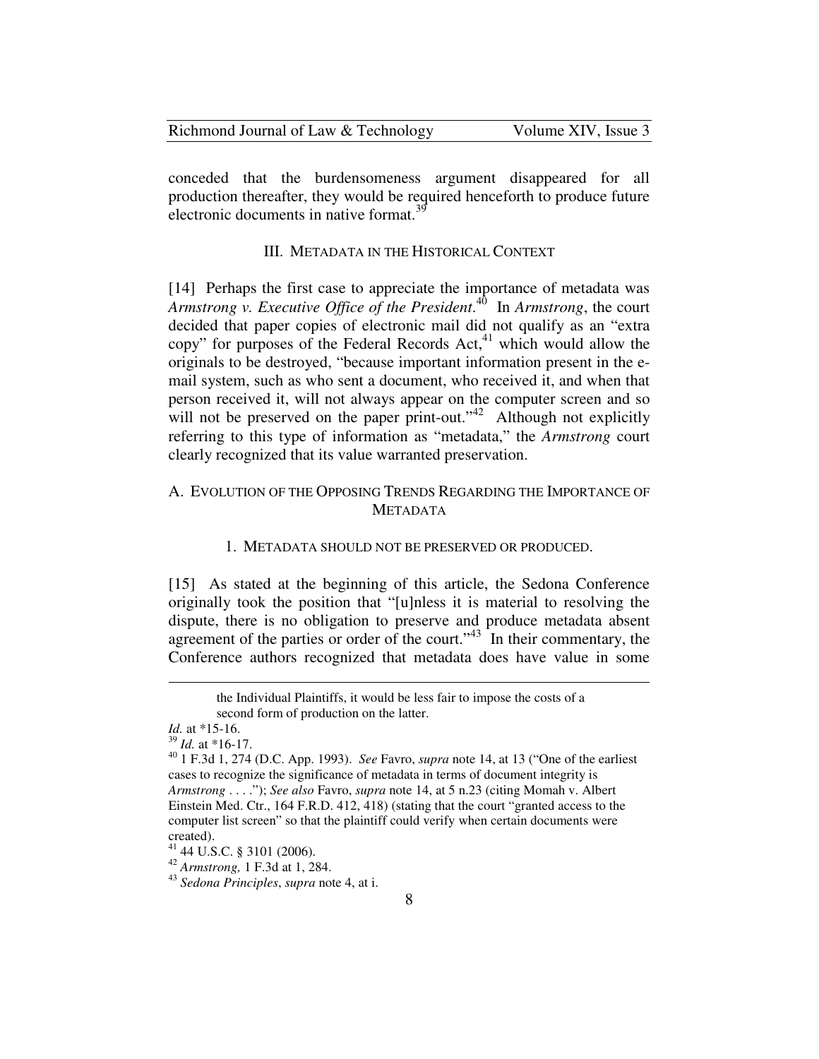conceded that the burdensomeness argument disappeared for all production thereafter, they would be required henceforth to produce future electronic documents in native format.[39]

### III. METADATA IN THE HISTORICAL CONTEXT

[14] Perhaps the first case to appreciate the importance of metadata was *Armstrong v. Executive Office of the President*.[40] In *Armstrong*, the court decided that paper copies of electronic mail did not qualify as an "extra copy" for purposes of the Federal Records Act,[41] which would allow the originals to be destroyed, "because important information present in the e-mail system, such as who sent a document, who received it, and when that person received it, will not always appear on the computer screen and so will not be preserved on the paper print-out."[42] Although not explicitly referring to this type of information as "metadata," the *Armstrong* court clearly recognized that its value warranted preservation.

#### A. EVOLUTION OF THE OPPOSING TRENDS REGARDING THE IMPORTANCE OF METADATA

##### 1. METADATA SHOULD NOT BE PRESERVED OR PRODUCED.

[15] As stated at the beginning of this article, the Sedona Conference originally took the position that "[u]nless it is material to resolving the dispute, there is no obligation to preserve and produce metadata absent agreement of the parties or order of the court."[43] In their commentary, the Conference authors recognized that metadata does have value in some

---

> the Individual Plaintiffs, it would be less fair to impose the costs of a second form of production on the latter.

*Id.* at *15-16.

[39] *Id.* at *16-17.

[40] 1 F.3d 1, 274 (D.C. App. 1993). *See* Favro, *supra* note 14, at 13 ("One of the earliest cases to recognize the significance of metadata in terms of document integrity is *Armstrong* . . . ."); *See also* Favro, *supra* note 14, at 5 n.23 (citing Momah v. Albert Einstein Med. Ctr., 164 F.R.D. 412, 418) (stating that the court "granted access to the computer list screen" so that the plaintiff could verify when certain documents were created).

[41] 44 U.S.C. § 3101 (2006).

[42] *Armstrong,* 1 F.3d at 1, 284.

[43] *Sedona Principles*, *supra* note 4, at i.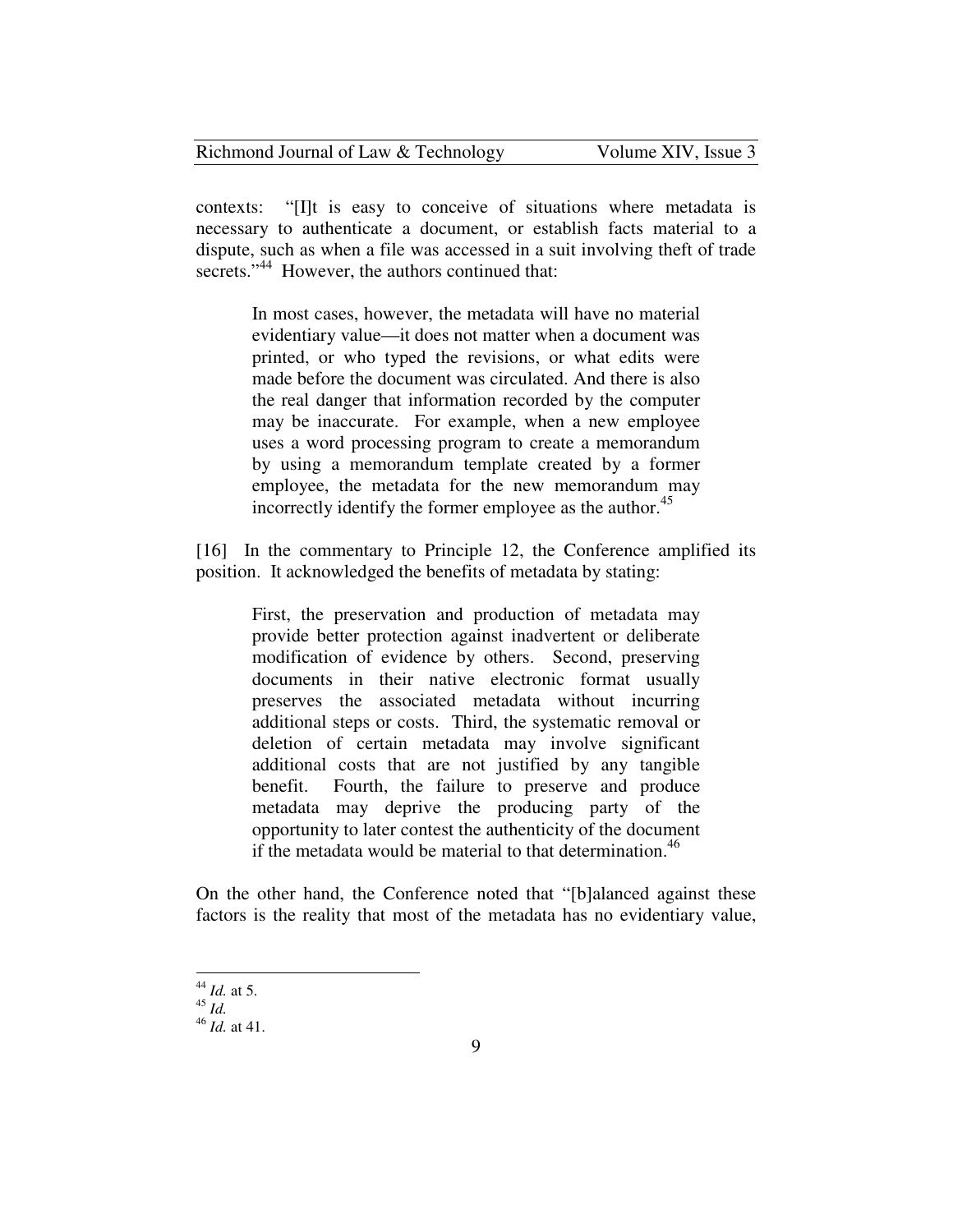contexts: "[I]t is easy to conceive of situations where metadata is necessary to authenticate a document, or establish facts material to a dispute, such as when a file was accessed in a suit involving theft of trade secrets."[44] However, the authors continued that:

> In most cases, however, the metadata will have no material evidentiary value—it does not matter when a document was printed, or who typed the revisions, or what edits were made before the document was circulated. And there is also the real danger that information recorded by the computer may be inaccurate. For example, when a new employee uses a word processing program to create a memorandum by using a memorandum template created by a former employee, the metadata for the new memorandum may incorrectly identify the former employee as the author.[45]

[16] In the commentary to Principle 12, the Conference amplified its position. It acknowledged the benefits of metadata by stating:

> First, the preservation and production of metadata may provide better protection against inadvertent or deliberate modification of evidence by others. Second, preserving documents in their native electronic format usually preserves the associated metadata without incurring additional steps or costs. Third, the systematic removal or deletion of certain metadata may involve significant additional costs that are not justified by any tangible benefit. Fourth, the failure to preserve and produce metadata may deprive the producing party of the opportunity to later contest the authenticity of the document if the metadata would be material to that determination.[46]

On the other hand, the Conference noted that "[b]alanced against these factors is the reality that most of the metadata has no evidentiary value,

---

[44] *Id.* at 5.
[45] *Id.*
[46] *Id.* at 41.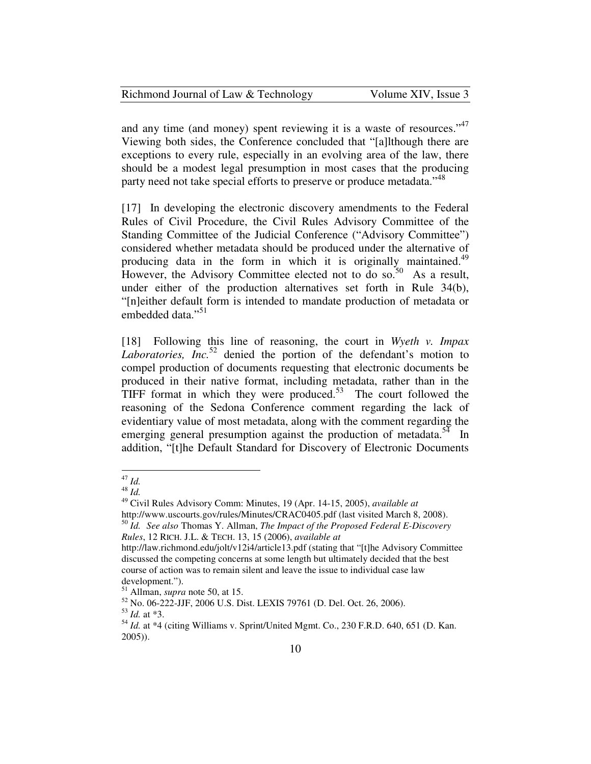and any time (and money) spent reviewing it is a waste of resources."[47] Viewing both sides, the Conference concluded that "[a]lthough there are exceptions to every rule, especially in an evolving area of the law, there should be a modest legal presumption in most cases that the producing party need not take special efforts to preserve or produce metadata."[48]

[17] In developing the electronic discovery amendments to the Federal Rules of Civil Procedure, the Civil Rules Advisory Committee of the Standing Committee of the Judicial Conference ("Advisory Committee") considered whether metadata should be produced under the alternative of producing data in the form in which it is originally maintained.[49] However, the Advisory Committee elected not to do so.[50] As a result, under either of the production alternatives set forth in Rule 34(b), "[n]either default form is intended to mandate production of metadata or embedded data."[51]

[18] Following this line of reasoning, the court in *Wyeth v. Impax Laboratories, Inc.*[52] denied the portion of the defendant's motion to compel production of documents requesting that electronic documents be produced in their native format, including metadata, rather than in the TIFF format in which they were produced.[53] The court followed the reasoning of the Sedona Conference comment regarding the lack of evidentiary value of most metadata, along with the comment regarding the emerging general presumption against the production of metadata.[54] In addition, "[t]he Default Standard for Discovery of Electronic Documents

---

[47] *Id.*

[48] *Id.*

[49] Civil Rules Advisory Comm: Minutes, 19 (Apr. 14-15, 2005), *available at* http://www.uscourts.gov/rules/Minutes/CRAC0405.pdf (last visited March 8, 2008).

[50] *Id. See also* Thomas Y. Allman, *The Impact of the Proposed Federal E-Discovery Rules*, 12 RICH. J.L. & TECH. 13, 15 (2006), *available at* http://law.richmond.edu/jolt/v12i4/article13.pdf (stating that "[t]he Advisory Committee discussed the competing concerns at some length but ultimately decided that the best course of action was to remain silent and leave the issue to individual case law development.").

[51] Allman, *supra* note 50, at 15.

[52] No. 06-222-JJF, 2006 U.S. Dist. LEXIS 79761 (D. Del. Oct. 26, 2006).

[53] *Id.* at *3.

[54] *Id.* at *4 (citing Williams v. Sprint/United Mgmt. Co., 230 F.R.D. 640, 651 (D. Kan. 2005)).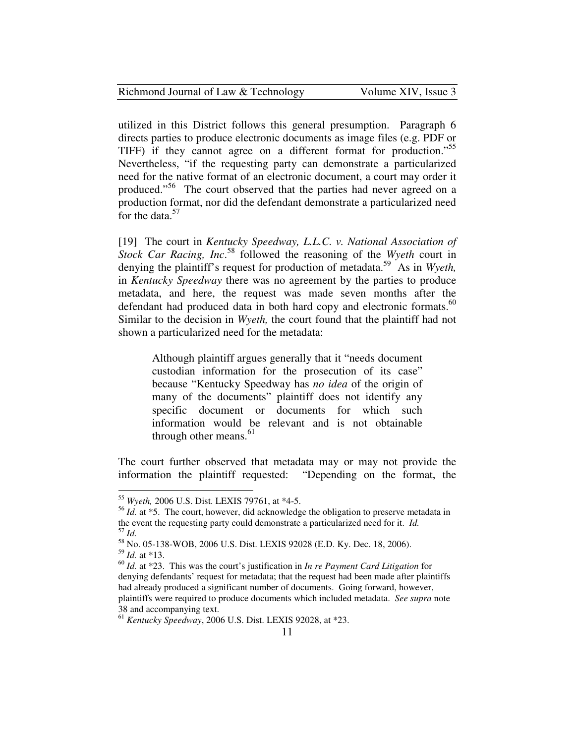utilized in this District follows this general presumption. Paragraph 6 directs parties to produce electronic documents as image files (e.g. PDF or TIFF) if they cannot agree on a different format for production."[55] Nevertheless, "if the requesting party can demonstrate a particularized need for the native format of an electronic document, a court may order it produced."[56] The court observed that the parties had never agreed on a production format, nor did the defendant demonstrate a particularized need for the data.[57]

[19] The court in *Kentucky Speedway, L.L.C. v. National Association of Stock Car Racing, Inc*.[58] followed the reasoning of the *Wyeth* court in denying the plaintiff's request for production of metadata.[59] As in *Wyeth,* in *Kentucky Speedway* there was no agreement by the parties to produce metadata, and here, the request was made seven months after the defendant had produced data in both hard copy and electronic formats.[60] Similar to the decision in *Wyeth,* the court found that the plaintiff had not shown a particularized need for the metadata:

> Although plaintiff argues generally that it "needs document custodian information for the prosecution of its case" because "Kentucky Speedway has *no idea* of the origin of many of the documents" plaintiff does not identify any specific document or documents for which such information would be relevant and is not obtainable through other means.[61]

The court further observed that metadata may or may not provide the information the plaintiff requested: "Depending on the format, the

---

[55] *Wyeth,* 2006 U.S. Dist. LEXIS 79761, at *4-5.

[56] *Id.* at *5. The court, however, did acknowledge the obligation to preserve metadata in the event the requesting party could demonstrate a particularized need for it. *Id.*

[57] *Id.*

[58] No. 05-138-WOB, 2006 U.S. Dist. LEXIS 92028 (E.D. Ky. Dec. 18, 2006).

[59] *Id.* at *13.

[60] *Id.* at *23. This was the court's justification in *In re Payment Card Litigation* for denying defendants' request for metadata; that the request had been made after plaintiffs had already produced a significant number of documents. Going forward, however, plaintiffs were required to produce documents which included metadata. *See supra* note 38 and accompanying text.

[61] *Kentucky Speedway*, 2006 U.S. Dist. LEXIS 92028, at *23.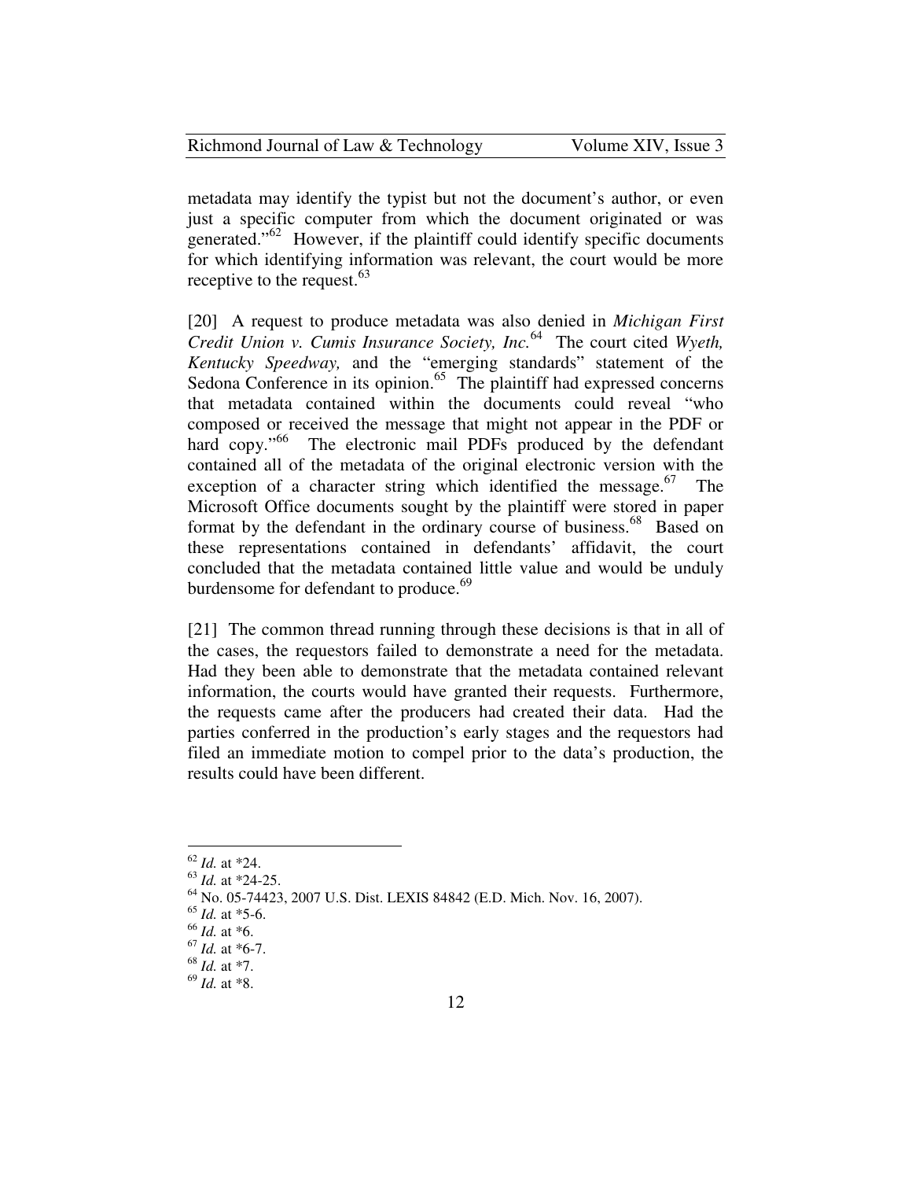metadata may identify the typist but not the document's author, or even just a specific computer from which the document originated or was generated."[62] However, if the plaintiff could identify specific documents for which identifying information was relevant, the court would be more receptive to the request.[63]

[20] A request to produce metadata was also denied in *Michigan First Credit Union v. Cumis Insurance Society, Inc.*[64] The court cited *Wyeth, Kentucky Speedway,* and the "emerging standards" statement of the Sedona Conference in its opinion.[65] The plaintiff had expressed concerns that metadata contained within the documents could reveal "who composed or received the message that might not appear in the PDF or hard copy."[66] The electronic mail PDFs produced by the defendant contained all of the metadata of the original electronic version with the exception of a character string which identified the message.[67] The Microsoft Office documents sought by the plaintiff were stored in paper format by the defendant in the ordinary course of business.[68] Based on these representations contained in defendants' affidavit, the court concluded that the metadata contained little value and would be unduly burdensome for defendant to produce.[69]

[21] The common thread running through these decisions is that in all of the cases, the requestors failed to demonstrate a need for the metadata. Had they been able to demonstrate that the metadata contained relevant information, the courts would have granted their requests. Furthermore, the requests came after the producers had created their data. Had the parties conferred in the production's early stages and the requestors had filed an immediate motion to compel prior to the data's production, the results could have been different.

---

[62] *Id.* at *24.
[63] *Id.* at *24-25.
[64] No. 05-74423, 2007 U.S. Dist. LEXIS 84842 (E.D. Mich. Nov. 16, 2007).
[65] *Id.* at *5-6.
[66] *Id.* at *6.
[67] *Id.* at *6-7.
[68] *Id.* at *7.
[69] *Id.* at *8.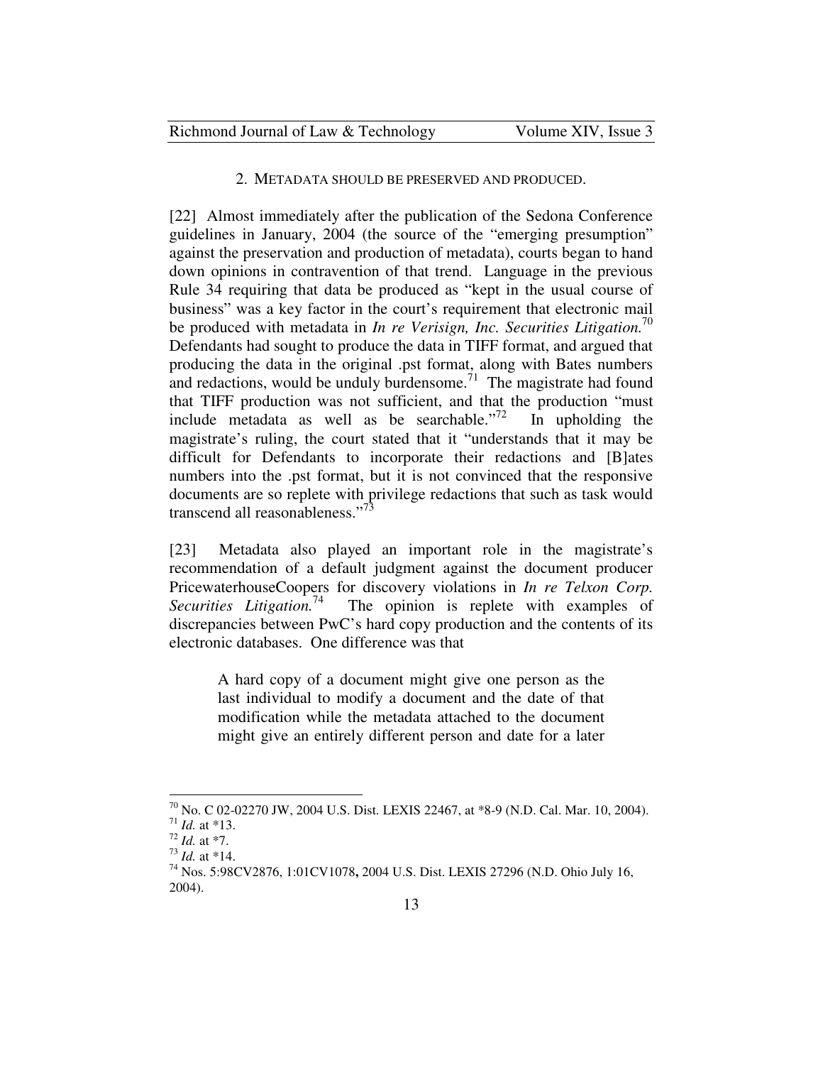### 2. METADATA SHOULD BE PRESERVED AND PRODUCED.

[22] Almost immediately after the publication of the Sedona Conference guidelines in January, 2004 (the source of the "emerging presumption" against the preservation and production of metadata), courts began to hand down opinions in contravention of that trend. Language in the previous Rule 34 requiring that data be produced as "kept in the usual course of business" was a key factor in the court's requirement that electronic mail be produced with metadata in *In re Verisign, Inc. Securities Litigation.*[70] Defendants had sought to produce the data in TIFF format, and argued that producing the data in the original .pst format, along with Bates numbers and redactions, would be unduly burdensome.[71] The magistrate had found that TIFF production was not sufficient, and that the production "must include metadata as well as be searchable."[72] In upholding the magistrate's ruling, the court stated that it "understands that it may be difficult for Defendants to incorporate their redactions and [B]ates numbers into the .pst format, but it is not convinced that the responsive documents are so replete with privilege redactions that such as task would transcend all reasonableness."[73]

[23] Metadata also played an important role in the magistrate's recommendation of a default judgment against the document producer PricewaterhouseCoopers for discovery violations in *In re Telxon Corp. Securities Litigation.*[74] The opinion is replete with examples of discrepancies between PwC's hard copy production and the contents of its electronic databases. One difference was that

> A hard copy of a document might give one person as the last individual to modify a document and the date of that modification while the metadata attached to the document might give an entirely different person and date for a later

---

[70] No. C 02-02270 JW, 2004 U.S. Dist. LEXIS 22467, at *8-9 (N.D. Cal. Mar. 10, 2004).

[71] *Id.* at *13.

[72] *Id.* at *7.

[73] *Id.* at *14.

[74] Nos. 5:98CV2876, 1:01CV1078**,** 2004 U.S. Dist. LEXIS 27296 (N.D. Ohio July 16, 2004).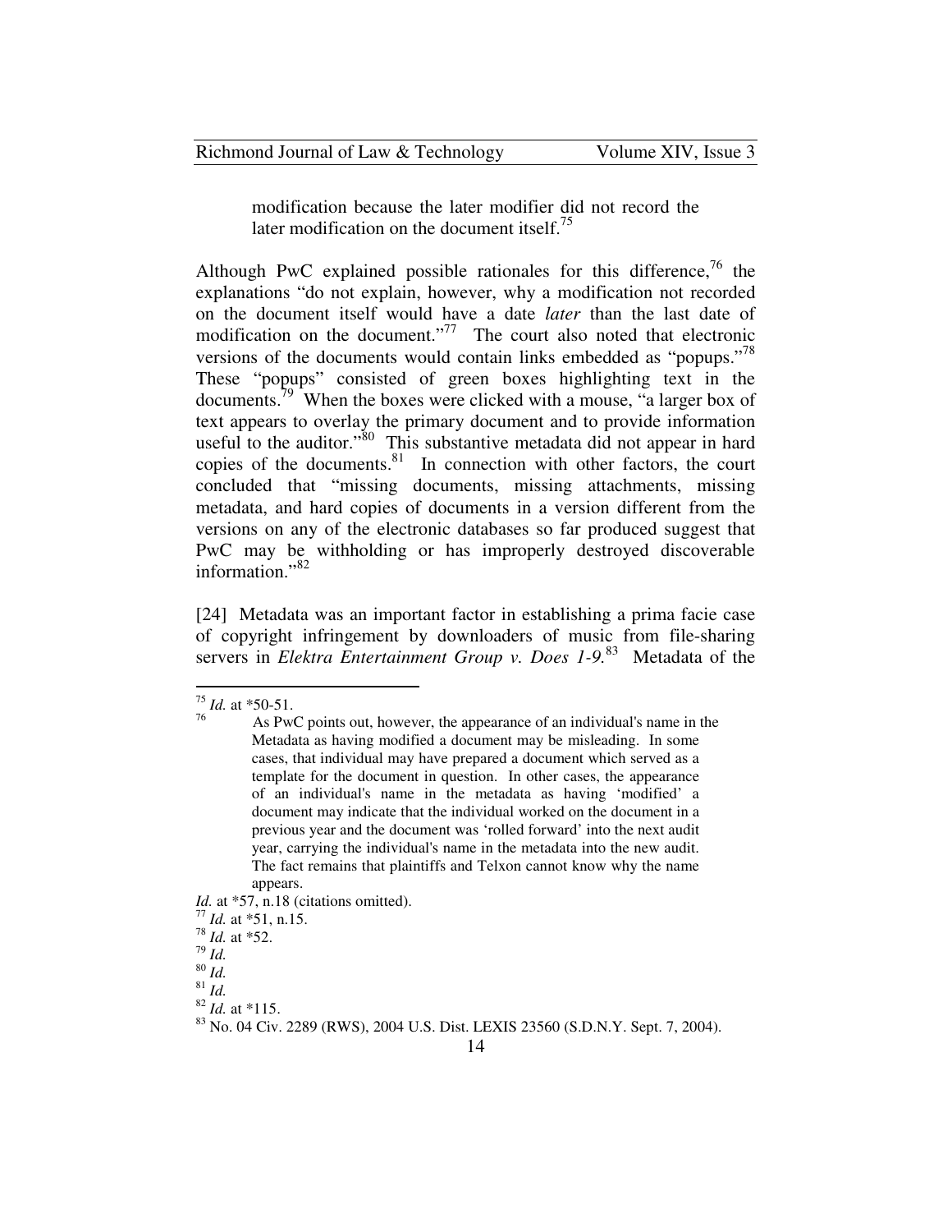> modification because the later modifier did not record the later modification on the document itself.[75]

Although PwC explained possible rationales for this difference,[76] the explanations "do not explain, however, why a modification not recorded on the document itself would have a date *later* than the last date of modification on the document."[77] The court also noted that electronic versions of the documents would contain links embedded as "popups."[78] These "popups" consisted of green boxes highlighting text in the documents.[79] When the boxes were clicked with a mouse, "a larger box of text appears to overlay the primary document and to provide information useful to the auditor."[80] This substantive metadata did not appear in hard copies of the documents.[81] In connection with other factors, the court concluded that "missing documents, missing attachments, missing metadata, and hard copies of documents in a version different from the versions on any of the electronic databases so far produced suggest that PwC may be withholding or has improperly destroyed discoverable information."[82]

[24] Metadata was an important factor in establishing a prima facie case of copyright infringement by downloaders of music from file-sharing servers in *Elektra Entertainment Group v. Does 1-9.*[83] Metadata of the

---

[75] *Id.* at *50-51.

[76]
> As PwC points out, however, the appearance of an individual's name in the Metadata as having modified a document may be misleading. In some cases, that individual may have prepared a document which served as a template for the document in question. In other cases, the appearance of an individual's name in the metadata as having 'modified' a document may indicate that the individual worked on the document in a previous year and the document was 'rolled forward' into the next audit year, carrying the individual's name in the metadata into the new audit. The fact remains that plaintiffs and Telxon cannot know why the name appears.

*Id.* at *57, n.18 (citations omitted).

[77] *Id.* at *51, n.15.

[78] *Id.* at *52.

[79] *Id.*

[80] *Id.*

[81] *Id.*

[82] *Id.* at *115.

[83] No. 04 Civ. 2289 (RWS), 2004 U.S. Dist. LEXIS 23560 (S.D.N.Y. Sept. 7, 2004).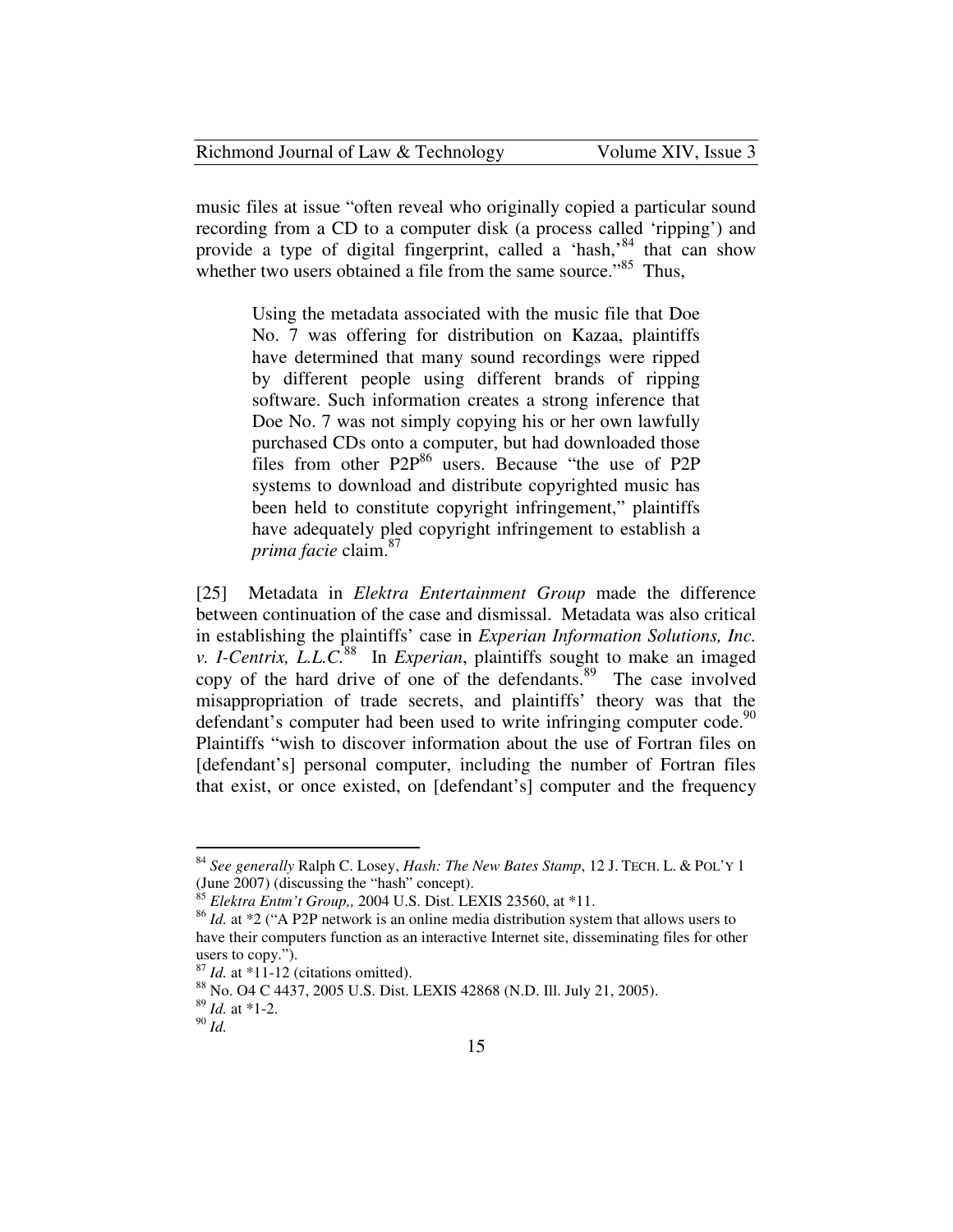music files at issue "often reveal who originally copied a particular sound recording from a CD to a computer disk (a process called 'ripping') and provide a type of digital fingerprint, called a 'hash,'[84] that can show whether two users obtained a file from the same source."[85] Thus,

> Using the metadata associated with the music file that Doe No. 7 was offering for distribution on Kazaa, plaintiffs have determined that many sound recordings were ripped by different people using different brands of ripping software. Such information creates a strong inference that Doe No. 7 was not simply copying his or her own lawfully purchased CDs onto a computer, but had downloaded those files from other P2P[86] users. Because "the use of P2P systems to download and distribute copyrighted music has been held to constitute copyright infringement," plaintiffs have adequately pled copyright infringement to establish a *prima facie* claim.[87]

[25] Metadata in *Elektra Entertainment Group* made the difference between continuation of the case and dismissal. Metadata was also critical in establishing the plaintiffs' case in *Experian Information Solutions, Inc. v. I-Centrix, L.L.C.*[88] In *Experian*, plaintiffs sought to make an imaged copy of the hard drive of one of the defendants.[89] The case involved misappropriation of trade secrets, and plaintiffs' theory was that the defendant's computer had been used to write infringing computer code.[90] Plaintiffs "wish to discover information about the use of Fortran files on [defendant's] personal computer, including the number of Fortran files that exist, or once existed, on [defendant's] computer and the frequency

---

[84] *See generally* Ralph C. Losey, *Hash: The New Bates Stamp*, 12 J. TECH. L. & POL'Y 1 (June 2007) (discussing the "hash" concept).

[85] *Elektra Entm't Group,*, 2004 U.S. Dist. LEXIS 23560, at *11.

[86] *Id.* at *2 ("A P2P network is an online media distribution system that allows users to have their computers function as an interactive Internet site, disseminating files for other users to copy.").

[87] *Id.* at *11-12 (citations omitted).

[88] No. O4 C 4437, 2005 U.S. Dist. LEXIS 42868 (N.D. Ill. July 21, 2005).

[89] *Id.* at *1-2.

[90] *Id.*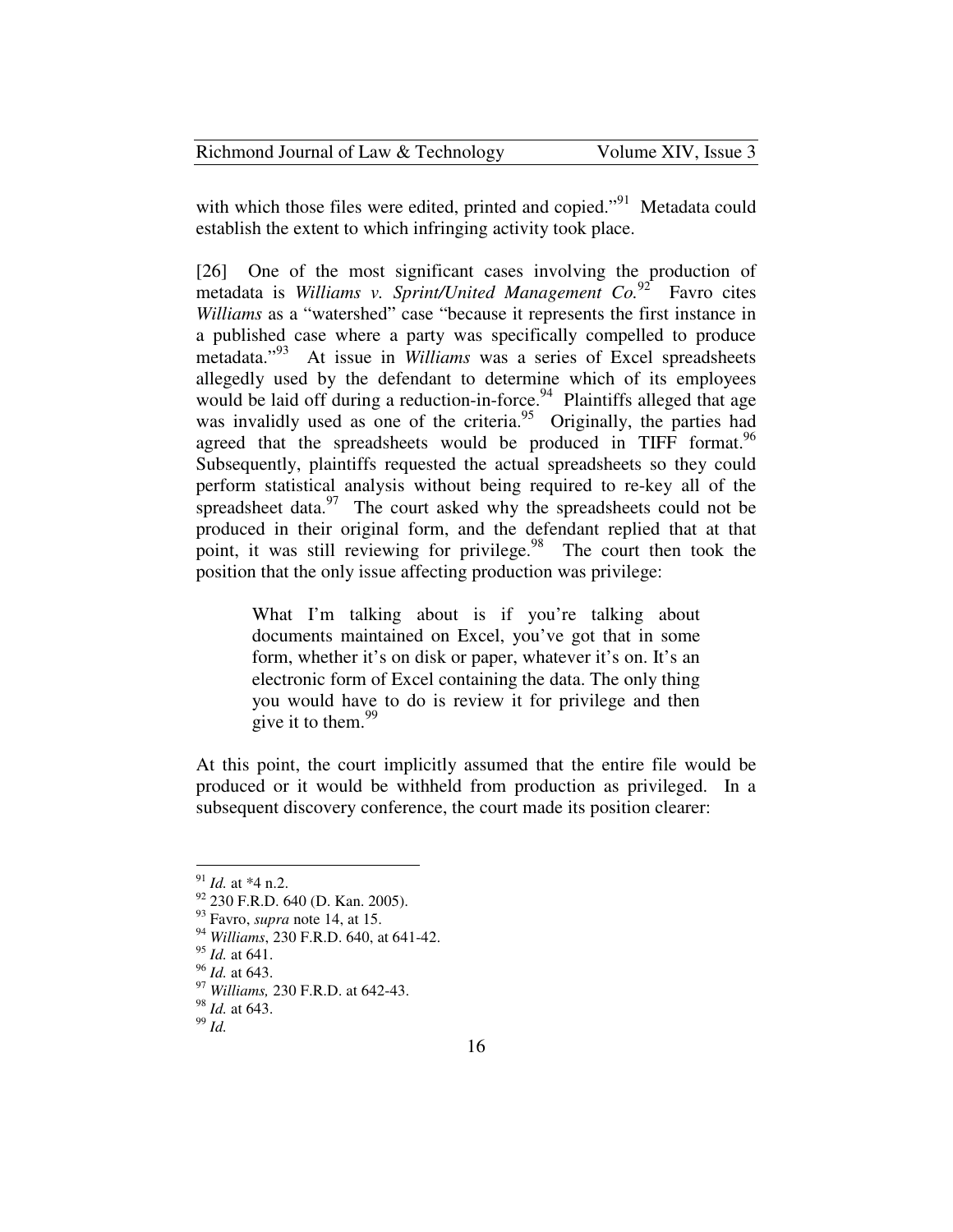with which those files were edited, printed and copied."[91] Metadata could establish the extent to which infringing activity took place.

[26] One of the most significant cases involving the production of metadata is *Williams v. Sprint/United Management Co.*[92] Favro cites *Williams* as a "watershed" case "because it represents the first instance in a published case where a party was specifically compelled to produce metadata."[93] At issue in *Williams* was a series of Excel spreadsheets allegedly used by the defendant to determine which of its employees would be laid off during a reduction-in-force.[94] Plaintiffs alleged that age was invalidly used as one of the criteria.[95] Originally, the parties had agreed that the spreadsheets would be produced in TIFF format.[96] Subsequently, plaintiffs requested the actual spreadsheets so they could perform statistical analysis without being required to re-key all of the spreadsheet data.[97] The court asked why the spreadsheets could not be produced in their original form, and the defendant replied that at that point, it was still reviewing for privilege.[98] The court then took the position that the only issue affecting production was privilege:

> What I'm talking about is if you're talking about documents maintained on Excel, you've got that in some form, whether it's on disk or paper, whatever it's on. It's an electronic form of Excel containing the data. The only thing you would have to do is review it for privilege and then give it to them.[99]

At this point, the court implicitly assumed that the entire file would be produced or it would be withheld from production as privileged. In a subsequent discovery conference, the court made its position clearer:

---

[91] *Id.* at *4 n.2.

[92] 230 F.R.D. 640 (D. Kan. 2005).

[93] Favro, *supra* note 14, at 15.

[94] *Williams*, 230 F.R.D. 640, at 641-42.

[95] *Id.* at 641.

[96] *Id.* at 643.

[97] *Williams,* 230 F.R.D. at 642-43.

[98] *Id.* at 643.

[99] *Id.*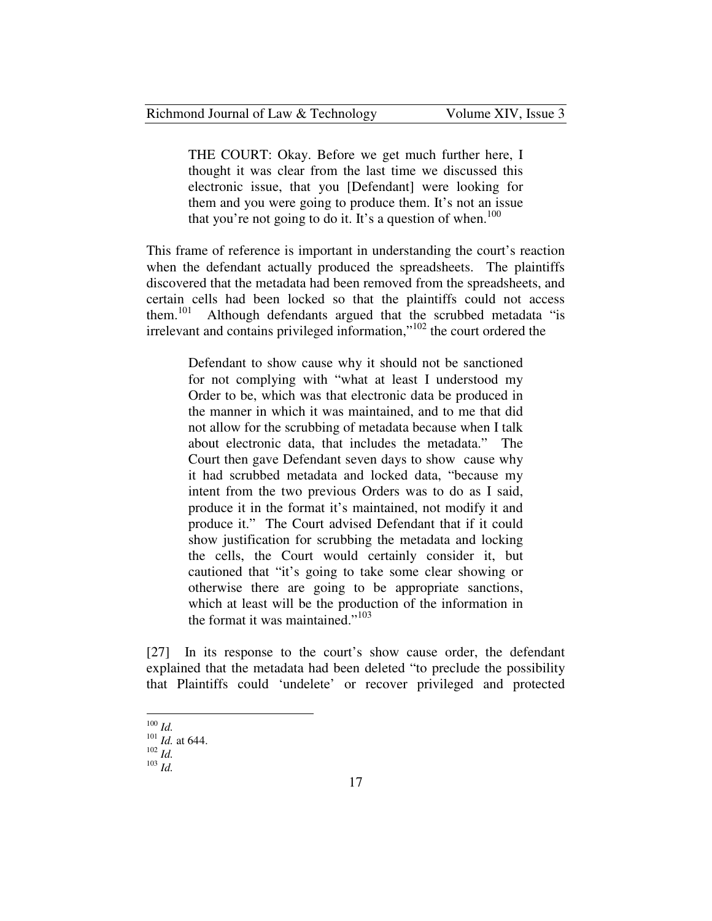> THE COURT: Okay. Before we get much further here, I thought it was clear from the last time we discussed this electronic issue, that you [Defendant] were looking for them and you were going to produce them. It's not an issue that you're not going to do it. It's a question of when.[100]

This frame of reference is important in understanding the court's reaction when the defendant actually produced the spreadsheets. The plaintiffs discovered that the metadata had been removed from the spreadsheets, and certain cells had been locked so that the plaintiffs could not access them.[101] Although defendants argued that the scrubbed metadata "is irrelevant and contains privileged information,"[102] the court ordered the

> Defendant to show cause why it should not be sanctioned for not complying with "what at least I understood my Order to be, which was that electronic data be produced in the manner in which it was maintained, and to me that did not allow for the scrubbing of metadata because when I talk about electronic data, that includes the metadata." The Court then gave Defendant seven days to show cause why it had scrubbed metadata and locked data, "because my intent from the two previous Orders was to do as I said, produce it in the format it's maintained, not modify it and produce it." The Court advised Defendant that if it could show justification for scrubbing the metadata and locking the cells, the Court would certainly consider it, but cautioned that "it's going to take some clear showing or otherwise there are going to be appropriate sanctions, which at least will be the production of the information in the format it was maintained."[103]

[27] In its response to the court's show cause order, the defendant explained that the metadata had been deleted "to preclude the possibility that Plaintiffs could 'undelete' or recover privileged and protected

---

[100] *Id.*
[101] *Id.* at 644.
[102] *Id.*
[103] *Id.*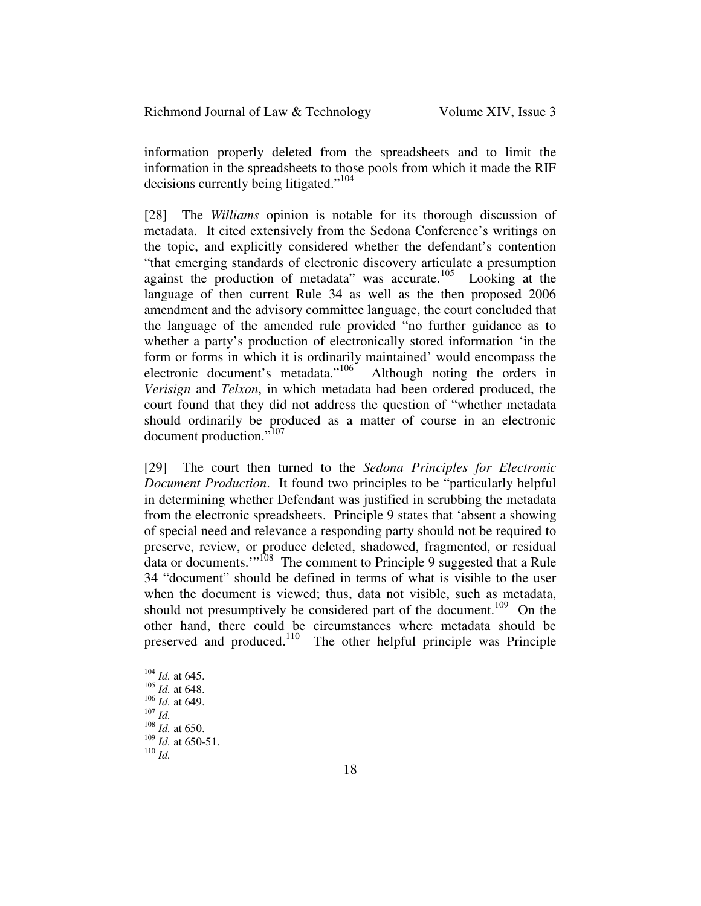information properly deleted from the spreadsheets and to limit the information in the spreadsheets to those pools from which it made the RIF decisions currently being litigated."[104]

[28] The *Williams* opinion is notable for its thorough discussion of metadata. It cited extensively from the Sedona Conference's writings on the topic, and explicitly considered whether the defendant's contention "that emerging standards of electronic discovery articulate a presumption against the production of metadata" was accurate.[105] Looking at the language of then current Rule 34 as well as the then proposed 2006 amendment and the advisory committee language, the court concluded that the language of the amended rule provided "no further guidance as to whether a party's production of electronically stored information 'in the form or forms in which it is ordinarily maintained' would encompass the electronic document's metadata."[106] Although noting the orders in *Verisign* and *Telxon*, in which metadata had been ordered produced, the court found that they did not address the question of "whether metadata should ordinarily be produced as a matter of course in an electronic document production."[107]

[29] The court then turned to the *Sedona Principles for Electronic Document Production*. It found two principles to be "particularly helpful in determining whether Defendant was justified in scrubbing the metadata from the electronic spreadsheets. Principle 9 states that 'absent a showing of special need and relevance a responding party should not be required to preserve, review, or produce deleted, shadowed, fragmented, or residual data or documents.'"[108] The comment to Principle 9 suggested that a Rule 34 "document" should be defined in terms of what is visible to the user when the document is viewed; thus, data not visible, such as metadata, should not presumptively be considered part of the document.[109] On the other hand, there could be circumstances where metadata should be preserved and produced.[110] The other helpful principle was Principle

---

[104] *Id.* at 645.
[105] *Id.* at 648.
[106] *Id.* at 649.
[107] *Id.*
[108] *Id.* at 650.
[109] *Id.* at 650-51.
[110] *Id.*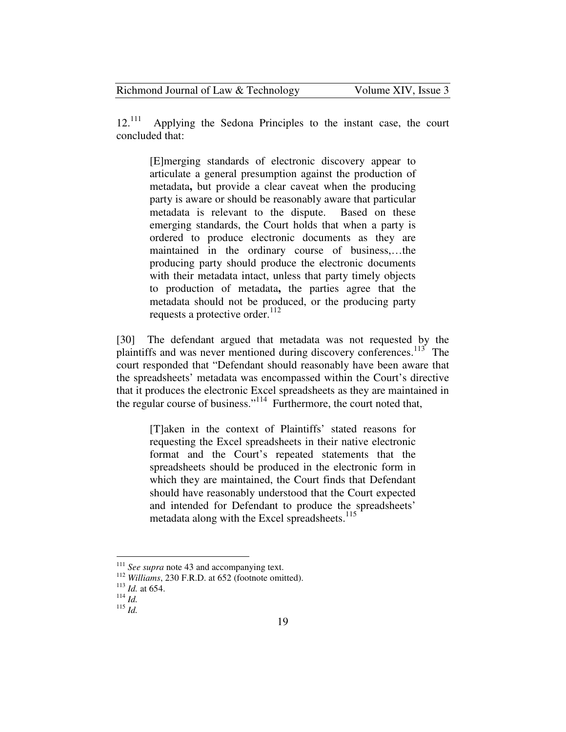12.[111] Applying the Sedona Principles to the instant case, the court concluded that:

> [E]merging standards of electronic discovery appear to articulate a general presumption against the production of metadata**,** but provide a clear caveat when the producing party is aware or should be reasonably aware that particular metadata is relevant to the dispute. Based on these emerging standards, the Court holds that when a party is ordered to produce electronic documents as they are maintained in the ordinary course of business,…the producing party should produce the electronic documents with their metadata intact, unless that party timely objects to production of metadata**,** the parties agree that the metadata should not be produced, or the producing party requests a protective order.[112]

[30] The defendant argued that metadata was not requested by the plaintiffs and was never mentioned during discovery conferences.[113] The court responded that "Defendant should reasonably have been aware that the spreadsheets' metadata was encompassed within the Court's directive that it produces the electronic Excel spreadsheets as they are maintained in the regular course of business."[114] Furthermore, the court noted that,

> [T]aken in the context of Plaintiffs' stated reasons for requesting the Excel spreadsheets in their native electronic format and the Court's repeated statements that the spreadsheets should be produced in the electronic form in which they are maintained, the Court finds that Defendant should have reasonably understood that the Court expected and intended for Defendant to produce the spreadsheets' metadata along with the Excel spreadsheets.[115]

---

[111] *See supra* note 43 and accompanying text.

[112] *Williams*, 230 F.R.D. at 652 (footnote omitted).

[113] *Id.* at 654.

[114] *Id.*

[115] *Id.*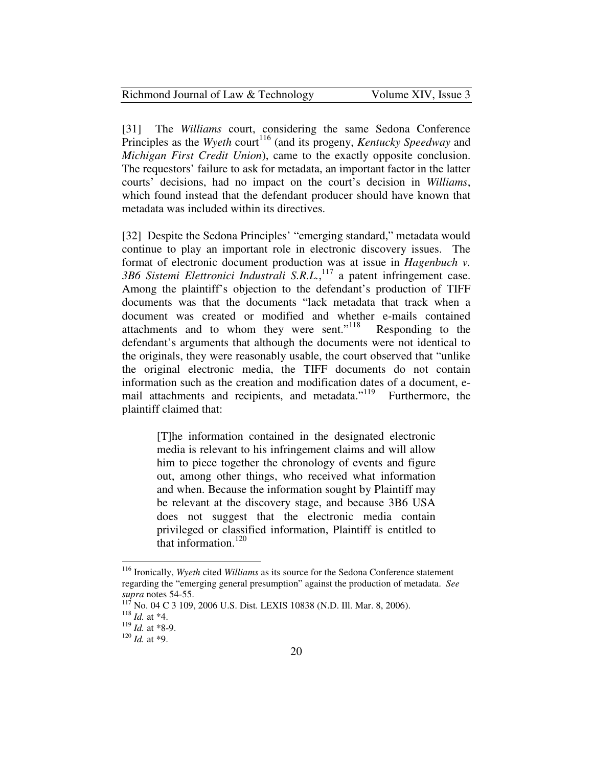[31] The *Williams* court, considering the same Sedona Conference Principles as the *Wyeth* court[116] (and its progeny, *Kentucky Speedway* and *Michigan First Credit Union*), came to the exactly opposite conclusion. The requestors' failure to ask for metadata, an important factor in the latter courts' decisions, had no impact on the court's decision in *Williams*, which found instead that the defendant producer should have known that metadata was included within its directives.

[32] Despite the Sedona Principles' "emerging standard," metadata would continue to play an important role in electronic discovery issues. The format of electronic document production was at issue in *Hagenbuch v. 3B6 Sistemi Elettronici Industrali S.R.L.*,[117] a patent infringement case. Among the plaintiff's objection to the defendant's production of TIFF documents was that the documents "lack metadata that track when a document was created or modified and whether e-mails contained attachments and to whom they were sent."[118] Responding to the defendant's arguments that although the documents were not identical to the originals, they were reasonably usable, the court observed that "unlike the original electronic media, the TIFF documents do not contain information such as the creation and modification dates of a document, e-mail attachments and recipients, and metadata."[119] Furthermore, the plaintiff claimed that:

> [T]he information contained in the designated electronic media is relevant to his infringement claims and will allow him to piece together the chronology of events and figure out, among other things, who received what information and when. Because the information sought by Plaintiff may be relevant at the discovery stage, and because 3B6 USA does not suggest that the electronic media contain privileged or classified information, Plaintiff is entitled to that information.[120]

---

[116] Ironically, *Wyeth* cited *Williams* as its source for the Sedona Conference statement regarding the "emerging general presumption" against the production of metadata. *See supra* notes 54-55.

[117] No. 04 C 3 109, 2006 U.S. Dist. LEXIS 10838 (N.D. Ill. Mar. 8, 2006).

[118] *Id.* at *4.

[119] *Id.* at *8-9.

[120] *Id.* at *9.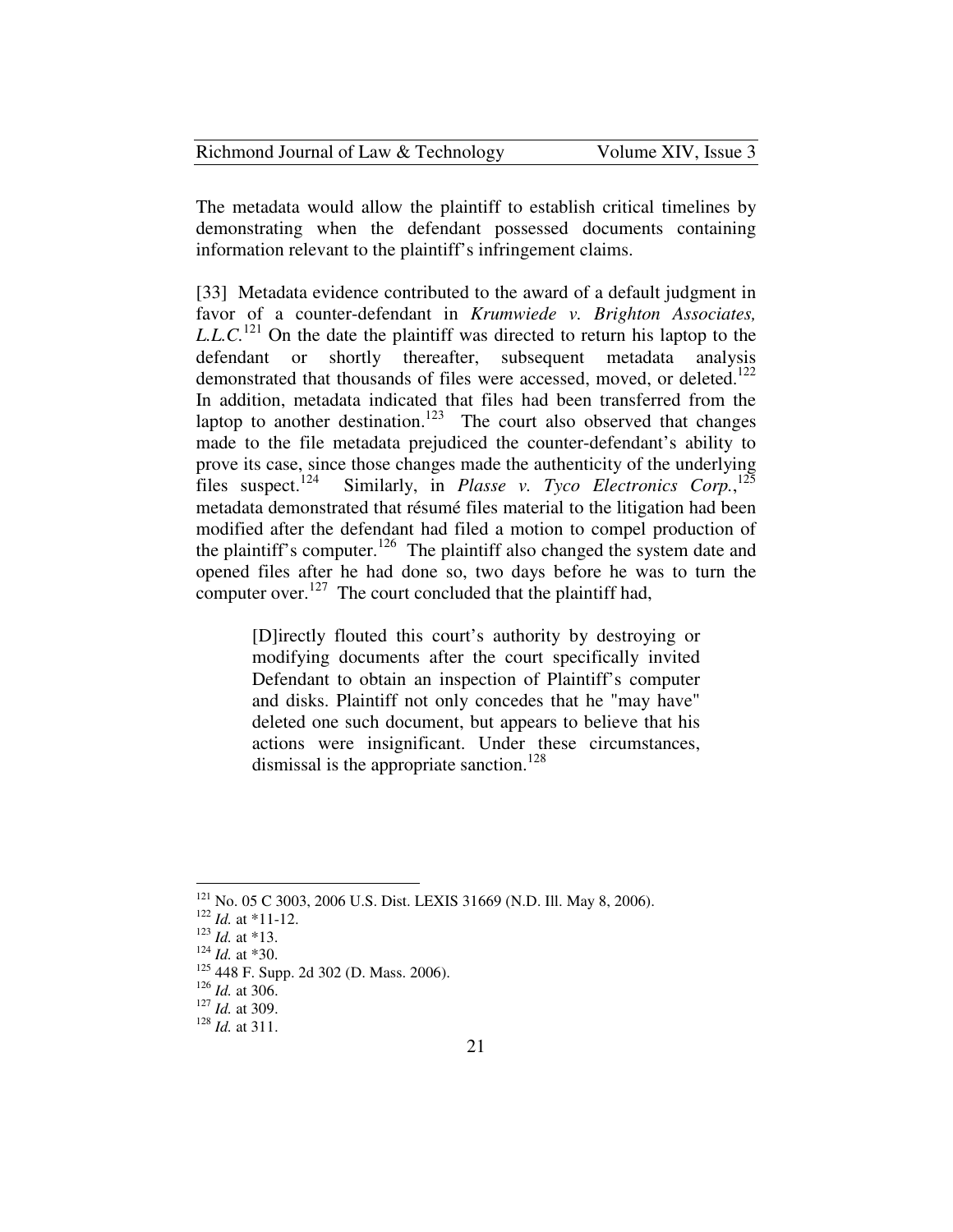The metadata would allow the plaintiff to establish critical timelines by demonstrating when the defendant possessed documents containing information relevant to the plaintiff's infringement claims.

[33] Metadata evidence contributed to the award of a default judgment in favor of a counter-defendant in *Krumwiede v. Brighton Associates, L.L.C.*[121] On the date the plaintiff was directed to return his laptop to the defendant or shortly thereafter, subsequent metadata analysis demonstrated that thousands of files were accessed, moved, or deleted.[122] In addition, metadata indicated that files had been transferred from the laptop to another destination.[123] The court also observed that changes made to the file metadata prejudiced the counter-defendant's ability to prove its case, since those changes made the authenticity of the underlying files suspect.[124] Similarly, in *Plasse v. Tyco Electronics Corp.*,[125] metadata demonstrated that résumé files material to the litigation had been modified after the defendant had filed a motion to compel production of the plaintiff's computer.[126] The plaintiff also changed the system date and opened files after he had done so, two days before he was to turn the computer over.[127] The court concluded that the plaintiff had,

> [D]irectly flouted this court's authority by destroying or modifying documents after the court specifically invited Defendant to obtain an inspection of Plaintiff's computer and disks. Plaintiff not only concedes that he "may have" deleted one such document, but appears to believe that his actions were insignificant. Under these circumstances, dismissal is the appropriate sanction.[128]

---

[121] No. 05 C 3003, 2006 U.S. Dist. LEXIS 31669 (N.D. Ill. May 8, 2006).
[122] *Id.* at *11-12.
[123] *Id.* at *13.
[124] *Id.* at *30.
[125] 448 F. Supp. 2d 302 (D. Mass. 2006).
[126] *Id.* at 306.
[127] *Id.* at 309.
[128] *Id.* at 311.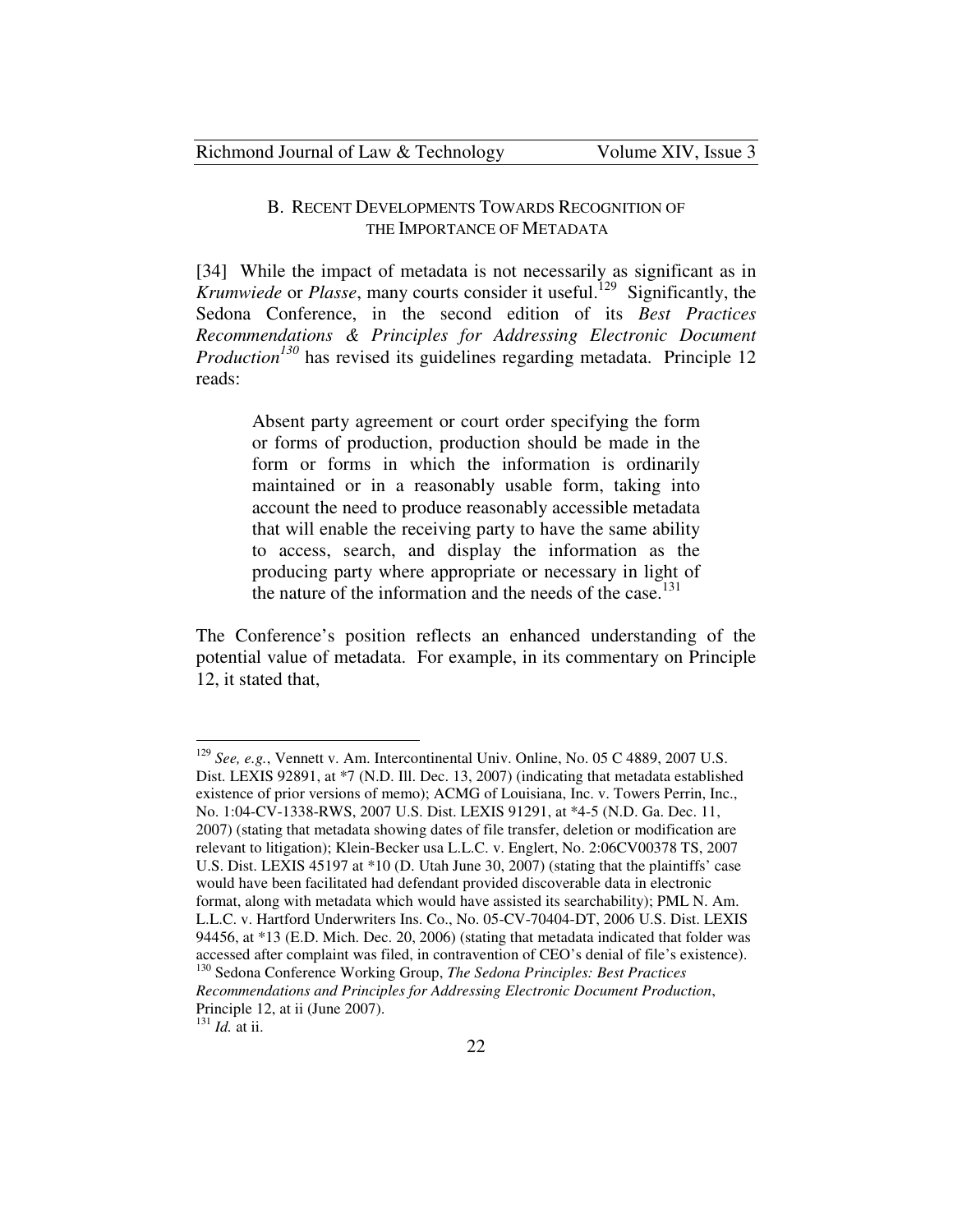### B. RECENT DEVELOPMENTS TOWARDS RECOGNITION OF THE IMPORTANCE OF METADATA

[34] While the impact of metadata is not necessarily as significant as in *Krumwiede* or *Plasse*, many courts consider it useful.[129] Significantly, the Sedona Conference, in the second edition of its *Best Practices Recommendations & Principles for Addressing Electronic Document Production*[130] has revised its guidelines regarding metadata. Principle 12 reads:

> Absent party agreement or court order specifying the form or forms of production, production should be made in the form or forms in which the information is ordinarily maintained or in a reasonably usable form, taking into account the need to produce reasonably accessible metadata that will enable the receiving party to have the same ability to access, search, and display the information as the producing party where appropriate or necessary in light of the nature of the information and the needs of the case.[131]

The Conference's position reflects an enhanced understanding of the potential value of metadata. For example, in its commentary on Principle 12, it stated that,

---

[129] *See, e.g.*, Vennett v. Am. Intercontinental Univ. Online, No. 05 C 4889, 2007 U.S. Dist. LEXIS 92891, at *7 (N.D. Ill. Dec. 13, 2007) (indicating that metadata established existence of prior versions of memo); ACMG of Louisiana, Inc. v. Towers Perrin, Inc., No. 1:04-CV-1338-RWS, 2007 U.S. Dist. LEXIS 91291, at *4-5 (N.D. Ga. Dec. 11, 2007) (stating that metadata showing dates of file transfer, deletion or modification are relevant to litigation); Klein-Becker usa L.L.C. v. Englert, No. 2:06CV00378 TS, 2007 U.S. Dist. LEXIS 45197 at *10 (D. Utah June 30, 2007) (stating that the plaintiffs' case would have been facilitated had defendant provided discoverable data in electronic format, along with metadata which would have assisted its searchability); PML N. Am. L.L.C. v. Hartford Underwriters Ins. Co., No. 05-CV-70404-DT, 2006 U.S. Dist. LEXIS 94456, at *13 (E.D. Mich. Dec. 20, 2006) (stating that metadata indicated that folder was accessed after complaint was filed, in contravention of CEO's denial of file's existence).

[130] Sedona Conference Working Group, *The Sedona Principles: Best Practices Recommendations and Principles for Addressing Electronic Document Production*, Principle 12, at ii (June 2007).

[131] *Id.* at ii.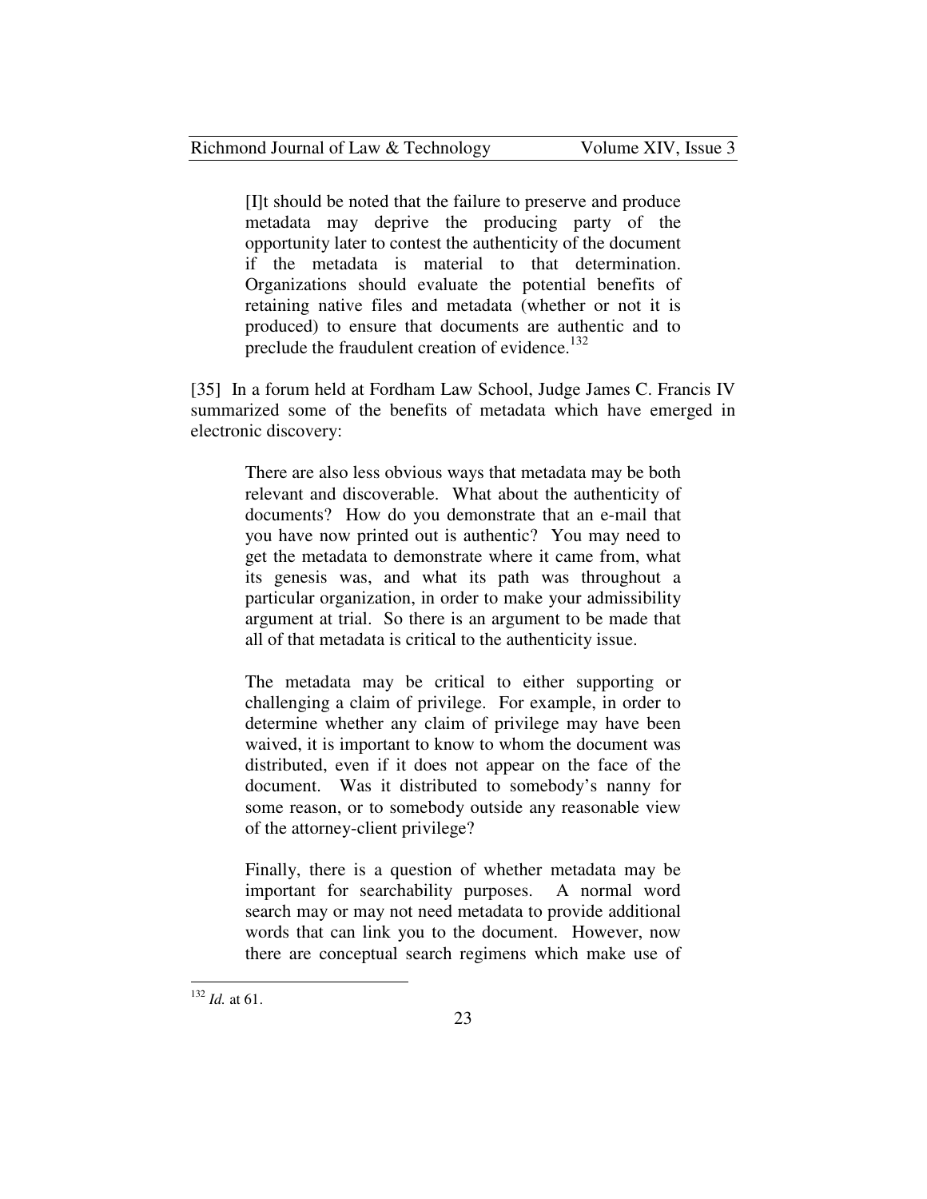> [I]t should be noted that the failure to preserve and produce metadata may deprive the producing party of the opportunity later to contest the authenticity of the document if the metadata is material to that determination. Organizations should evaluate the potential benefits of retaining native files and metadata (whether or not it is produced) to ensure that documents are authentic and to preclude the fraudulent creation of evidence.[132]

[35] In a forum held at Fordham Law School, Judge James C. Francis IV summarized some of the benefits of metadata which have emerged in electronic discovery:

> There are also less obvious ways that metadata may be both relevant and discoverable. What about the authenticity of documents? How do you demonstrate that an e-mail that you have now printed out is authentic? You may need to get the metadata to demonstrate where it came from, what its genesis was, and what its path was throughout a particular organization, in order to make your admissibility argument at trial. So there is an argument to be made that all of that metadata is critical to the authenticity issue.
>
> The metadata may be critical to either supporting or challenging a claim of privilege. For example, in order to determine whether any claim of privilege may have been waived, it is important to know to whom the document was distributed, even if it does not appear on the face of the document. Was it distributed to somebody's nanny for some reason, or to somebody outside any reasonable view of the attorney-client privilege?
>
> Finally, there is a question of whether metadata may be important for searchability purposes. A normal word search may or may not need metadata to provide additional words that can link you to the document. However, now there are conceptual search regimens which make use of

---

[132] *Id.* at 61.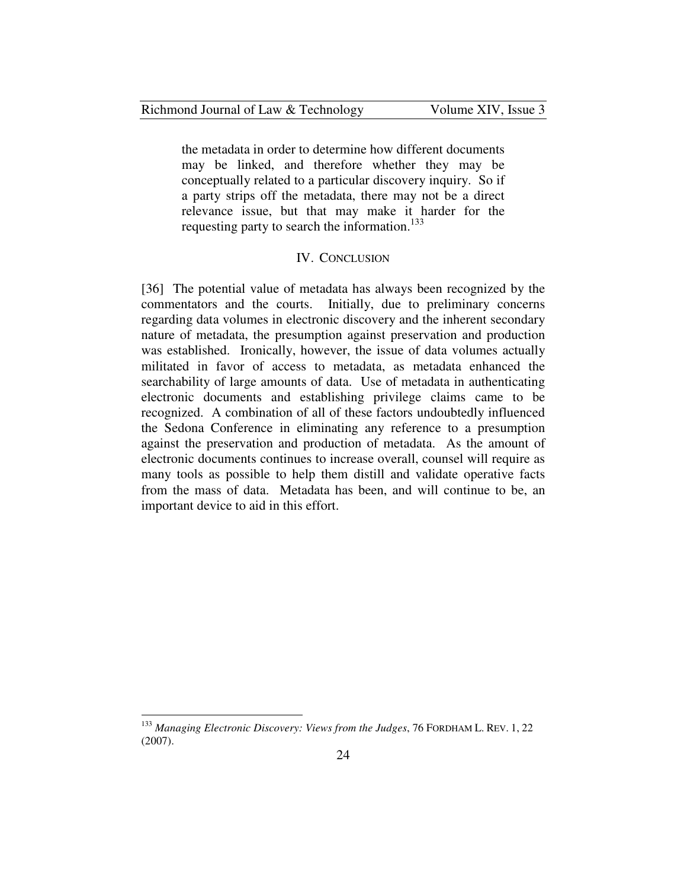> the metadata in order to determine how different documents may be linked, and therefore whether they may be conceptually related to a particular discovery inquiry. So if a party strips off the metadata, there may not be a direct relevance issue, but that may make it harder for the requesting party to search the information.[133]

## IV. Conclusion

[36] The potential value of metadata has always been recognized by the commentators and the courts. Initially, due to preliminary concerns regarding data volumes in electronic discovery and the inherent secondary nature of metadata, the presumption against preservation and production was established. Ironically, however, the issue of data volumes actually militated in favor of access to metadata, as metadata enhanced the searchability of large amounts of data. Use of metadata in authenticating electronic documents and establishing privilege claims came to be recognized. A combination of all of these factors undoubtedly influenced the Sedona Conference in eliminating any reference to a presumption against the preservation and production of metadata. As the amount of electronic documents continues to increase overall, counsel will require as many tools as possible to help them distill and validate operative facts from the mass of data. Metadata has been, and will continue to be, an important device to aid in this effort.

---

[133] *Managing Electronic Discovery: Views from the Judges*, 76 FORDHAM L. REV. 1, 22 (2007).